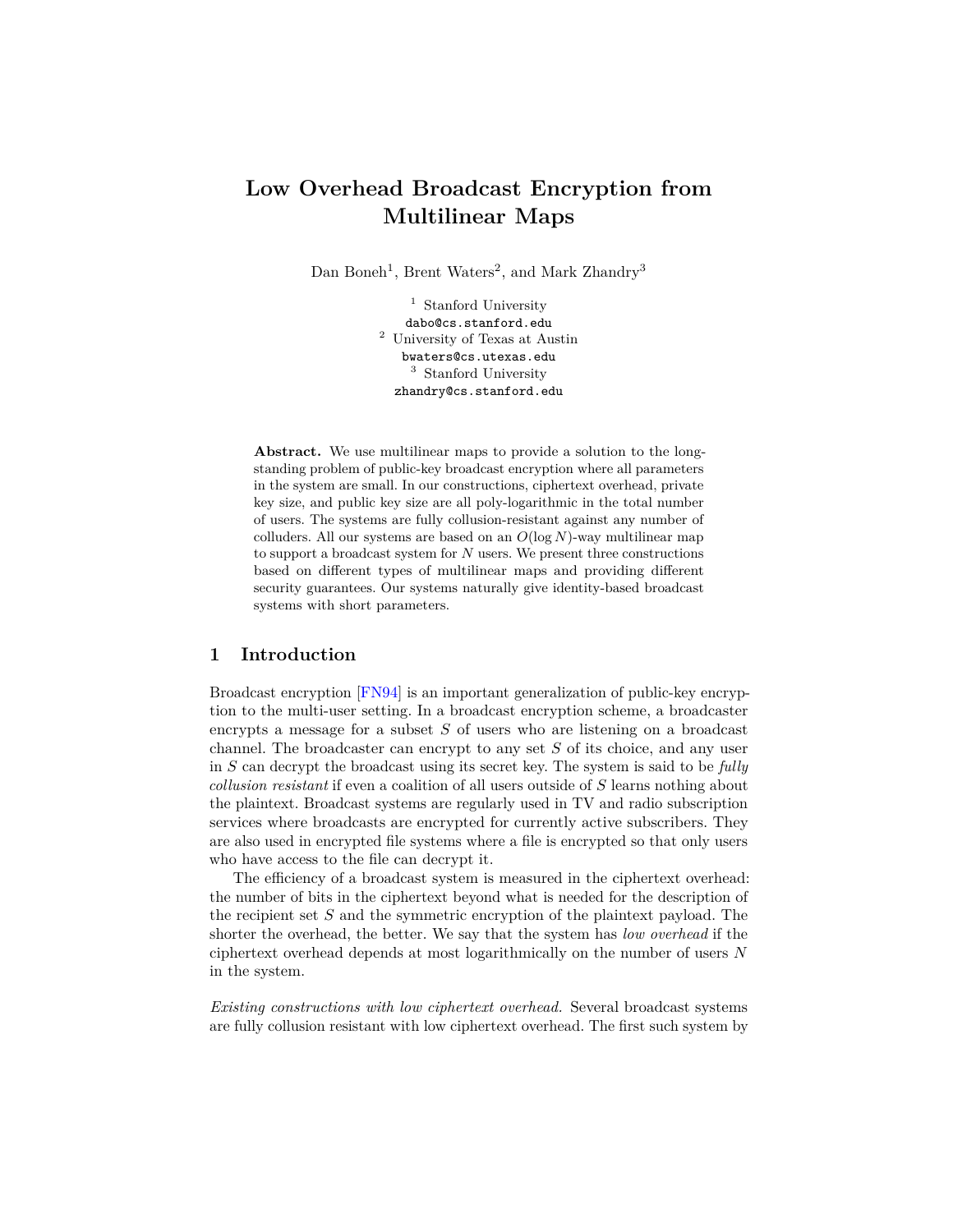# Low Overhead Broadcast Encryption from Multilinear Maps

Dan Boneh[1], Brent Waters[2], and Mark Zhandry[3]

[1] Stanford University
dabo@cs.stanford.edu
[2] University of Texas at Austin
bwaters@cs.utexas.edu
[3] Stanford University
zhandry@cs.stanford.edu

**Abstract.** We use multilinear maps to provide a solution to the long-standing problem of public-key broadcast encryption where all parameters in the system are small. In our constructions, ciphertext overhead, private key size, and public key size are all poly-logarithmic in the total number of users. The systems are fully collusion-resistant against any number of colluders. All our systems are based on an $O(\log N)$-way multilinear map to support a broadcast system for $N$ users. We present three constructions based on different types of multilinear maps and providing different security guarantees. Our systems naturally give identity-based broadcast systems with short parameters.

## 1 Introduction

Broadcast encryption [FN94] is an important generalization of public-key encryption to the multi-user setting. In a broadcast encryption scheme, a broadcaster encrypts a message for a subset $S$ of users who are listening on a broadcast channel. The broadcaster can encrypt to any set $S$ of its choice, and any user in $S$ can decrypt the broadcast using its secret key. The system is said to be *fully collusion resistant* if even a coalition of all users outside of $S$ learns nothing about the plaintext. Broadcast systems are regularly used in TV and radio subscription services where broadcasts are encrypted for currently active subscribers. They are also used in encrypted file systems where a file is encrypted so that only users who have access to the file can decrypt it.

The efficiency of a broadcast system is measured in the ciphertext overhead: the number of bits in the ciphertext beyond what is needed for the description of the recipient set $S$ and the symmetric encryption of the plaintext payload. The shorter the overhead, the better. We say that the system has *low overhead* if the ciphertext overhead depends at most logarithmically on the number of users $N$ in the system.

*Existing constructions with low ciphertext overhead.* Several broadcast systems are fully collusion resistant with low ciphertext overhead. The first such system by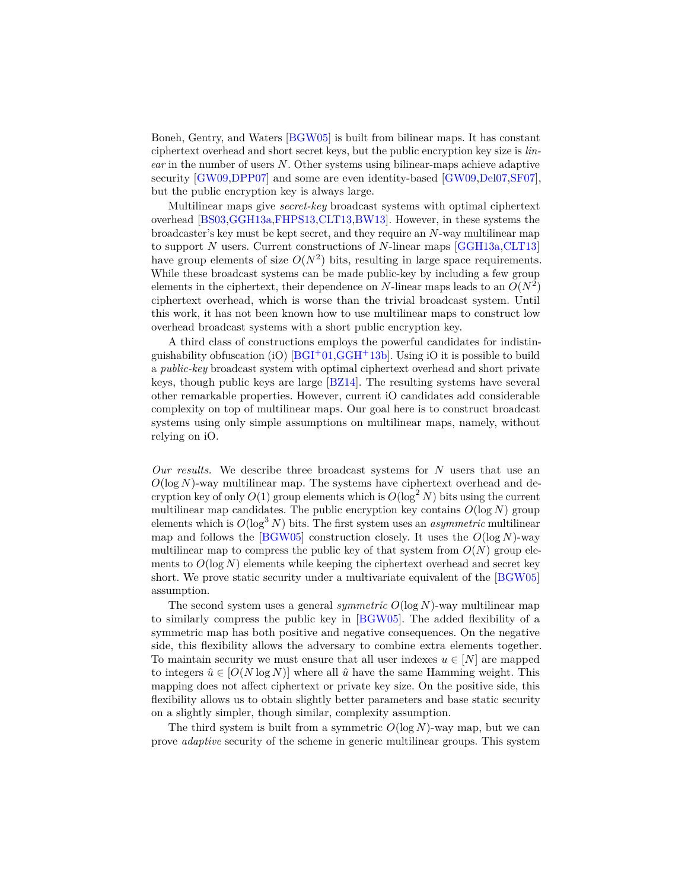Boneh, Gentry, and Waters [BGW05] is built from bilinear maps. It has constant ciphertext overhead and short secret keys, but the public encryption key size is *linear* in the number of users $N$. Other systems using bilinear-maps achieve adaptive security [GW09,DPP07] and some are even identity-based [GW09,Del07,SF07], but the public encryption key is always large.

Multilinear maps give *secret-key* broadcast systems with optimal ciphertext overhead [BS03,GGH13a,FHPS13,CLT13,BW13]. However, in these systems the broadcaster's key must be kept secret, and they require an $N$-way multilinear map to support $N$ users. Current constructions of $N$-linear maps [GGH13a,CLT13] have group elements of size $O(N^2)$ bits, resulting in large space requirements. While these broadcast systems can be made public-key by including a few group elements in the ciphertext, their dependence on $N$-linear maps leads to an $O(N^2)$ ciphertext overhead, which is worse than the trivial broadcast system. Until this work, it has not been known how to use multilinear maps to construct low overhead broadcast systems with a short public encryption key.

A third class of constructions employs the powerful candidates for indistinguishability obfuscation (iO) [BGI$^+$01,GGH$^+$13b]. Using iO it is possible to build a *public-key* broadcast system with optimal ciphertext overhead and short private keys, though public keys are large [BZ14]. The resulting systems have several other remarkable properties. However, current iO candidates add considerable complexity on top of multilinear maps. Our goal here is to construct broadcast systems using only simple assumptions on multilinear maps, namely, without relying on iO.

*Our results.* We describe three broadcast systems for $N$ users that use an $O(\log N)$-way multilinear map. The systems have ciphertext overhead and decryption key of only $O(1)$ group elements which is $O(\log^2 N)$ bits using the current multilinear map candidates. The public encryption key contains $O(\log N)$ group elements which is $O(\log^3 N)$ bits. The first system uses an *asymmetric* multilinear map and follows the [BGW05] construction closely. It uses the $O(\log N)$-way multilinear map to compress the public key of that system from $O(N)$ group elements to $O(\log N)$ elements while keeping the ciphertext overhead and secret key short. We prove static security under a multivariate equivalent of the [BGW05] assumption.

The second system uses a general *symmetric* $O(\log N)$-way multilinear map to similarly compress the public key in [BGW05]. The added flexibility of a symmetric map has both positive and negative consequences. On the negative side, this flexibility allows the adversary to combine extra elements together. To maintain security we must ensure that all user indexes $u \in [N]$ are mapped to integers $\hat{u} \in [O(N \log N)]$ where all $\hat{u}$ have the same Hamming weight. This mapping does not affect ciphertext or private key size. On the positive side, this flexibility allows us to obtain slightly better parameters and base static security on a slightly simpler, though similar, complexity assumption.

The third system is built from a symmetric $O(\log N)$-way map, but we can prove *adaptive* security of the scheme in generic multilinear groups. This system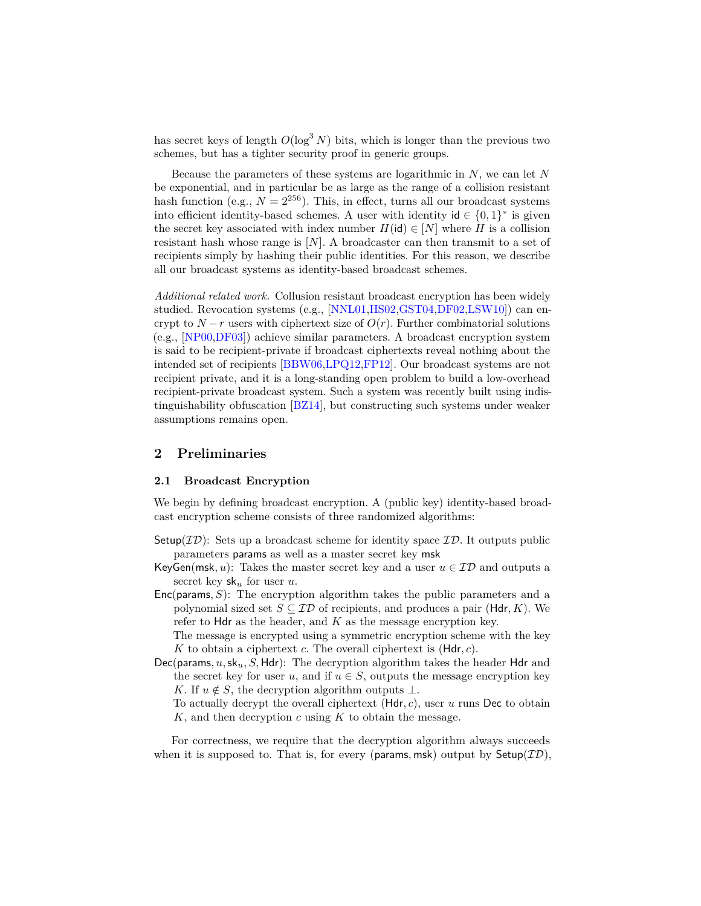has secret keys of length $O(\log^3 N)$ bits, which is longer than the previous two schemes, but has a tighter security proof in generic groups.

Because the parameters of these systems are logarithmic in $N$, we can let $N$ be exponential, and in particular be as large as the range of a collision resistant hash function (e.g., $N = 2^{256}$). This, in effect, turns all our broadcast systems into efficient identity-based schemes. A user with identity $\mathsf{id} \in \{0,1\}^*$ is given the secret key associated with index number $H(\mathsf{id}) \in [N]$ where $H$ is a collision resistant hash whose range is $[N]$. A broadcaster can then transmit to a set of recipients simply by hashing their public identities. For this reason, we describe all our broadcast systems as identity-based broadcast schemes.

*Additional related work.* Collusion resistant broadcast encryption has been widely studied. Revocation systems (e.g., [NNL01,HS02,GST04,DF02,LSW10]) can encrypt to $N - r$ users with ciphertext size of $O(r)$. Further combinatorial solutions (e.g., [NP00,DF03]) achieve similar parameters. A broadcast encryption system is said to be recipient-private if broadcast ciphertexts reveal nothing about the intended set of recipients [BBW06,LPQ12,FP12]. Our broadcast systems are not recipient private, and it is a long-standing open problem to build a low-overhead recipient-private broadcast system. Such a system was recently built using indistinguishability obfuscation [BZ14], but constructing such systems under weaker assumptions remains open.

## 2 Preliminaries

### 2.1 Broadcast Encryption

We begin by defining broadcast encryption. A (public key) identity-based broadcast encryption scheme consists of three randomized algorithms:

- $\mathsf{Setup}(\mathcal{ID})$: Sets up a broadcast scheme for identity space $\mathcal{ID}$. It outputs public parameters $\mathsf{params}$ as well as a master secret key $\mathsf{msk}$
- $\mathsf{KeyGen}(\mathsf{msk}, u)$: Takes the master secret key and a user $u \in \mathcal{ID}$ and outputs a secret key $\mathsf{sk}_u$ for user $u$.
- $\mathsf{Enc}(\mathsf{params}, S)$: The encryption algorithm takes the public parameters and a polynomial sized set $S \subseteq \mathcal{ID}$ of recipients, and produces a pair $(\mathsf{Hdr}, K)$. We refer to $\mathsf{Hdr}$ as the header, and $K$ as the message encryption key.
  The message is encrypted using a symmetric encryption scheme with the key $K$ to obtain a ciphertext $c$. The overall ciphertext is $(\mathsf{Hdr}, c)$.
- $\mathsf{Dec}(\mathsf{params}, u, \mathsf{sk}_u, S, \mathsf{Hdr})$: The decryption algorithm takes the header $\mathsf{Hdr}$ and the secret key for user $u$, and if $u \in S$, outputs the message encryption key $K$. If $u \notin S$, the decryption algorithm outputs $\perp$.
  To actually decrypt the overall ciphertext $(\mathsf{Hdr}, c)$, user $u$ runs $\mathsf{Dec}$ to obtain $K$, and then decryption $c$ using $K$ to obtain the message.

For correctness, we require that the decryption algorithm always succeeds when it is supposed to. That is, for every $(\mathsf{params}, \mathsf{msk})$ output by $\mathsf{Setup}(\mathcal{ID})$,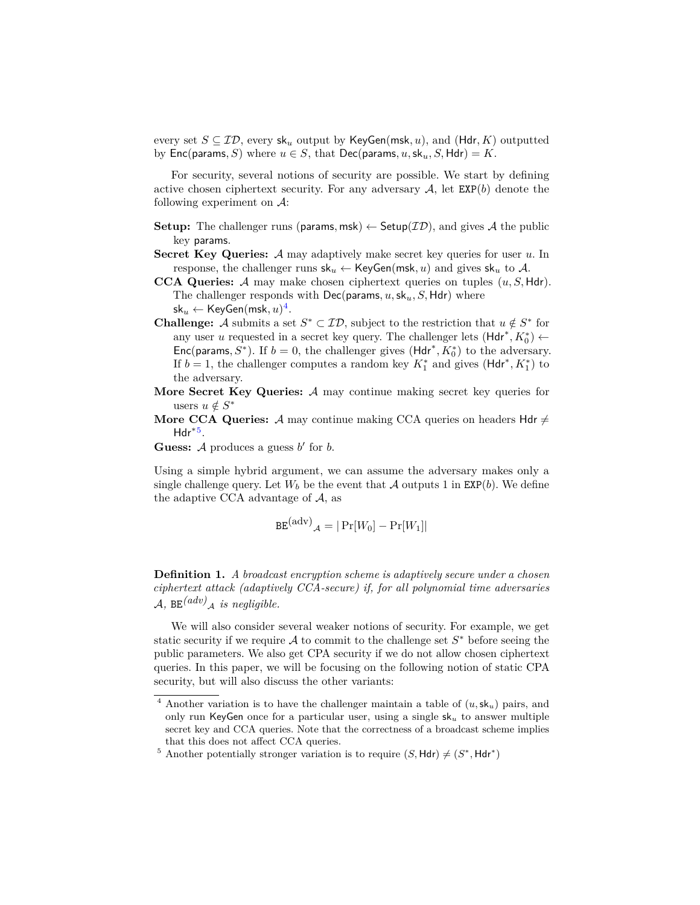every set $S \subseteq \mathcal{ID}$, every $\mathsf{sk}_u$ output by $\mathsf{KeyGen}(\mathsf{msk}, u)$, and $(\mathsf{Hdr}, K)$ outputted by $\mathsf{Enc}(\mathsf{params}, S)$ where $u \in S$, that $\mathsf{Dec}(\mathsf{params}, u, \mathsf{sk}_u, S, \mathsf{Hdr}) = K$.

For security, several notions of security are possible. We start by defining active chosen ciphertext security. For any adversary $\mathcal{A}$, let $\mathtt{EXP}(b)$ denote the following experiment on $\mathcal{A}$:

**Setup:** The challenger runs $(\mathsf{params}, \mathsf{msk}) \leftarrow \mathsf{Setup}(\mathcal{ID})$, and gives $\mathcal{A}$ the public key $\mathsf{params}$.

**Secret Key Queries:** $\mathcal{A}$ may adaptively make secret key queries for user $u$. In response, the challenger runs $\mathsf{sk}_u \leftarrow \mathsf{KeyGen}(\mathsf{msk}, u)$ and gives $\mathsf{sk}_u$ to $\mathcal{A}$.

**CCA Queries:** $\mathcal{A}$ may make chosen ciphertext queries on tuples $(u, S, \mathsf{Hdr})$. The challenger responds with $\mathsf{Dec}(\mathsf{params}, u, \mathsf{sk}_u, S, \mathsf{Hdr})$ where $\mathsf{sk}_u \leftarrow \mathsf{KeyGen}(\mathsf{msk}, u)$[4].

**Challenge:** $\mathcal{A}$ submits a set $S^* \subset \mathcal{ID}$, subject to the restriction that $u \notin S^*$ for any user $u$ requested in a secret key query. The challenger lets $(\mathsf{Hdr}^*, K_0^*) \leftarrow \mathsf{Enc}(\mathsf{params}, S^*)$. If $b = 0$, the challenger gives $(\mathsf{Hdr}^*, K_0^*)$ to the adversary. If $b = 1$, the challenger computes a random key $K_1^*$ and gives $(\mathsf{Hdr}^*, K_1^*)$ to the adversary.

**More Secret Key Queries:** $\mathcal{A}$ may continue making secret key queries for users $u \notin S^*$

**More CCA Queries:** $\mathcal{A}$ may continue making CCA queries on headers $\mathsf{Hdr} \neq \mathsf{Hdr}^*$[5].

**Guess:** $\mathcal{A}$ produces a guess $b'$ for $b$.

Using a simple hybrid argument, we can assume the adversary makes only a single challenge query. Let $W_b$ be the event that $\mathcal{A}$ outputs 1 in $\mathtt{EXP}(b)$. We define the adaptive CCA advantage of $\mathcal{A}$, as

$$\mathtt{BE}^{(\text{adv})}{}_{\mathcal{A}} = |\Pr[W_0] - \Pr[W_1]|$$

**Definition 1.** *A broadcast encryption scheme is adaptively secure under a chosen ciphertext attack (adaptively CCA-secure) if, for all polynomial time adversaries $\mathcal{A}$, $\mathtt{BE}^{(adv)}{}_{\mathcal{A}}$ is negligible.*

We will also consider several weaker notions of security. For example, we get static security if we require $\mathcal{A}$ to commit to the challenge set $S^*$ before seeing the public parameters. We also get CPA security if we do not allow chosen ciphertext queries. In this paper, we will be focusing on the following notion of static CPA security, but will also discuss the other variants:

---

[4] Another variation is to have the challenger maintain a table of $(u, \mathsf{sk}_u)$ pairs, and only run $\mathsf{KeyGen}$ once for a particular user, using a single $\mathsf{sk}_u$ to answer multiple secret key and CCA queries. Note that the correctness of a broadcast scheme implies that this does not affect CCA queries.

[5] Another potentially stronger variation is to require $(S, \mathsf{Hdr}) \neq (S^*, \mathsf{Hdr}^*)$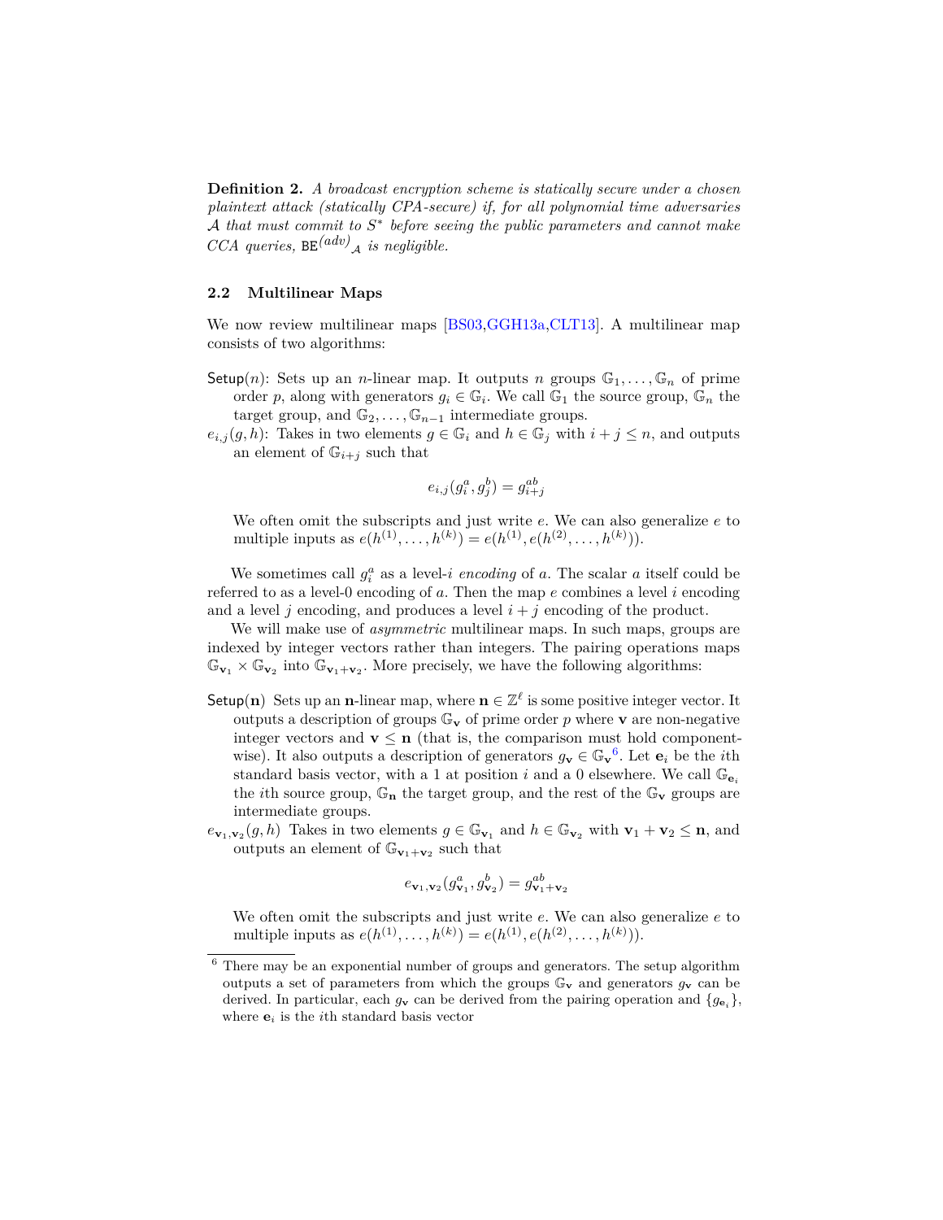**Definition 2.** *A broadcast encryption scheme is statically secure under a chosen plaintext attack (statically CPA-secure) if, for all polynomial time adversaries $\mathcal{A}$ that must commit to $S^*$ before seeing the public parameters and cannot make CCA queries, $\mathtt{BE}^{(adv)}{}_{\mathcal{A}}$ is negligible.*

### 2.2 Multilinear Maps

We now review multilinear maps [BS03,GGH13a,CLT13]. A multilinear map consists of two algorithms:

$\mathsf{Setup}(n)$: Sets up an $n$-linear map. It outputs $n$ groups $\mathbb{G}_1, \dots, \mathbb{G}_n$ of prime order $p$, along with generators $g_i \in \mathbb{G}_i$. We call $\mathbb{G}_1$ the source group, $\mathbb{G}_n$ the target group, and $\mathbb{G}_2, \dots, \mathbb{G}_{n-1}$ intermediate groups.

$e_{i,j}(g, h)$: Takes in two elements $g \in \mathbb{G}_i$ and $h \in \mathbb{G}_j$ with $i + j \leq n$, and outputs an element of $\mathbb{G}_{i+j}$ such that

$$e_{i,j}(g_i^a, g_j^b) = g_{i+j}^{ab}$$

We often omit the subscripts and just write $e$. We can also generalize $e$ to multiple inputs as $e(h^{(1)}, \dots, h^{(k)}) = e(h^{(1)}, e(h^{(2)}, \dots, h^{(k)}))$.

We sometimes call $g_i^a$ as a level-$i$ *encoding* of $a$. The scalar $a$ itself could be referred to as a level-0 encoding of $a$. Then the map $e$ combines a level $i$ encoding and a level $j$ encoding, and produces a level $i + j$ encoding of the product.

We will make use of *asymmetric* multilinear maps. In such maps, groups are indexed by integer vectors rather than integers. The pairing operations maps $\mathbb{G}_{\mathbf{v}_1} \times \mathbb{G}_{\mathbf{v}_2}$ into $\mathbb{G}_{\mathbf{v}_1 + \mathbf{v}_2}$. More precisely, we have the following algorithms:

$\mathsf{Setup}(\mathbf{n})$ Sets up an $\mathbf{n}$-linear map, where $\mathbf{n} \in \mathbb{Z}^\ell$ is some positive integer vector. It outputs a description of groups $\mathbb{G}_{\mathbf{v}}$ of prime order $p$ where $\mathbf{v}$ are non-negative integer vectors and $\mathbf{v} \leq \mathbf{n}$ (that is, the comparison must hold component-wise). It also outputs a description of generators $g_{\mathbf{v}} \in \mathbb{G}_{\mathbf{v}}$[6]. Let $\mathbf{e}_i$ be the $i$th standard basis vector, with a 1 at position $i$ and a 0 elsewhere. We call $\mathbb{G}_{\mathbf{e}_i}$ the $i$th source group, $\mathbb{G}_{\mathbf{n}}$ the target group, and the rest of the $\mathbb{G}_{\mathbf{v}}$ groups are intermediate groups.

$e_{\mathbf{v}_1, \mathbf{v}_2}(g, h)$ Takes in two elements $g \in \mathbb{G}_{\mathbf{v}_1}$ and $h \in \mathbb{G}_{\mathbf{v}_2}$ with $\mathbf{v}_1 + \mathbf{v}_2 \leq \mathbf{n}$, and outputs an element of $\mathbb{G}_{\mathbf{v}_1 + \mathbf{v}_2}$ such that

$$e_{\mathbf{v}_1, \mathbf{v}_2}(g_{\mathbf{v}_1}^a, g_{\mathbf{v}_2}^b) = g_{\mathbf{v}_1 + \mathbf{v}_2}^{ab}$$

We often omit the subscripts and just write $e$. We can also generalize $e$ to multiple inputs as $e(h^{(1)}, \dots, h^{(k)}) = e(h^{(1)}, e(h^{(2)}, \dots, h^{(k)}))$.

---

[6] There may be an exponential number of groups and generators. The setup algorithm outputs a set of parameters from which the groups $\mathbb{G}_{\mathbf{v}}$ and generators $g_{\mathbf{v}}$ can be derived. In particular, each $g_{\mathbf{v}}$ can be derived from the pairing operation and $\{g_{\mathbf{e}_i}\}$, where $\mathbf{e}_i$ is the $i$th standard basis vector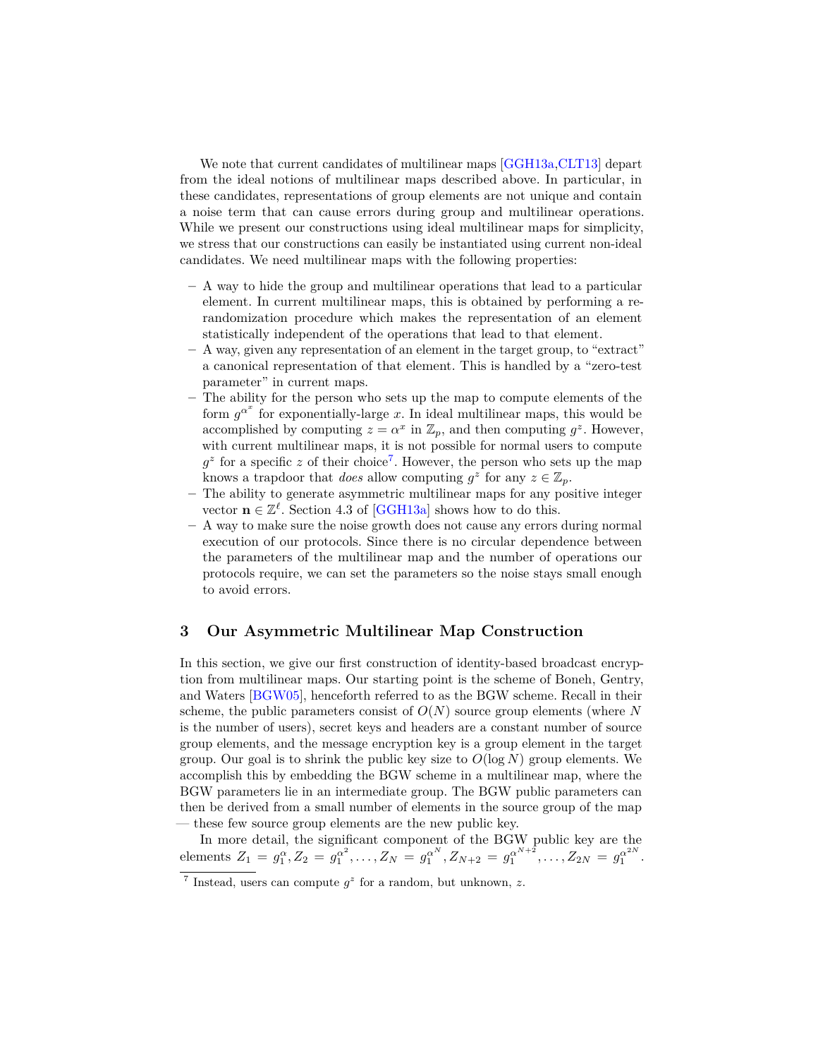We note that current candidates of multilinear maps [GGH13a,CLT13] depart from the ideal notions of multilinear maps described above. In particular, in these candidates, representations of group elements are not unique and contain a noise term that can cause errors during group and multilinear operations. While we present our constructions using ideal multilinear maps for simplicity, we stress that our constructions can easily be instantiated using current non-ideal candidates. We need multilinear maps with the following properties:

- A way to hide the group and multilinear operations that lead to a particular element. In current multilinear maps, this is obtained by performing a rerandomization procedure which makes the representation of an element statistically independent of the operations that lead to that element.
- A way, given any representation of an element in the target group, to "extract" a canonical representation of that element. This is handled by a "zero-test parameter" in current maps.
- The ability for the person who sets up the map to compute elements of the form $g^{\alpha^x}$ for exponentially-large $x$. In ideal multilinear maps, this would be accomplished by computing $z = \alpha^x$ in $\mathbb{Z}_p$, and then computing $g^z$. However, with current multilinear maps, it is not possible for normal users to compute $g^z$ for a specific $z$ of their choice[7]. However, the person who sets up the map knows a trapdoor that *does* allow computing $g^z$ for any $z \in \mathbb{Z}_p$.
- The ability to generate asymmetric multilinear maps for any positive integer vector $\mathbf{n} \in \mathbb{Z}^\ell$. Section 4.3 of [GGH13a] shows how to do this.
- A way to make sure the noise growth does not cause any errors during normal execution of our protocols. Since there is no circular dependence between the parameters of the multilinear map and the number of operations our protocols require, we can set the parameters so the noise stays small enough to avoid errors.

## 3 Our Asymmetric Multilinear Map Construction

In this section, we give our first construction of identity-based broadcast encryption from multilinear maps. Our starting point is the scheme of Boneh, Gentry, and Waters [BGW05], henceforth referred to as the BGW scheme. Recall in their scheme, the public parameters consist of $O(N)$ source group elements (where $N$ is the number of users), secret keys and headers are a constant number of source group elements, and the message encryption key is a group element in the target group. Our goal is to shrink the public key size to $O(\log N)$ group elements. We accomplish this by embedding the BGW scheme in a multilinear map, where the BGW parameters lie in an intermediate group. The BGW public parameters can then be derived from a small number of elements in the source group of the map — these few source group elements are the new public key.

In more detail, the significant component of the BGW public key are the elements $Z_1 = g_1^{\alpha}, Z_2 = g_1^{\alpha^2}, \ldots, Z_N = g_1^{\alpha^N}, Z_{N+2} = g_1^{\alpha^{N+2}}, \ldots, Z_{2N} = g_1^{\alpha^{2N}}$.

[7] Instead, users can compute $g^z$ for a random, but unknown, $z$.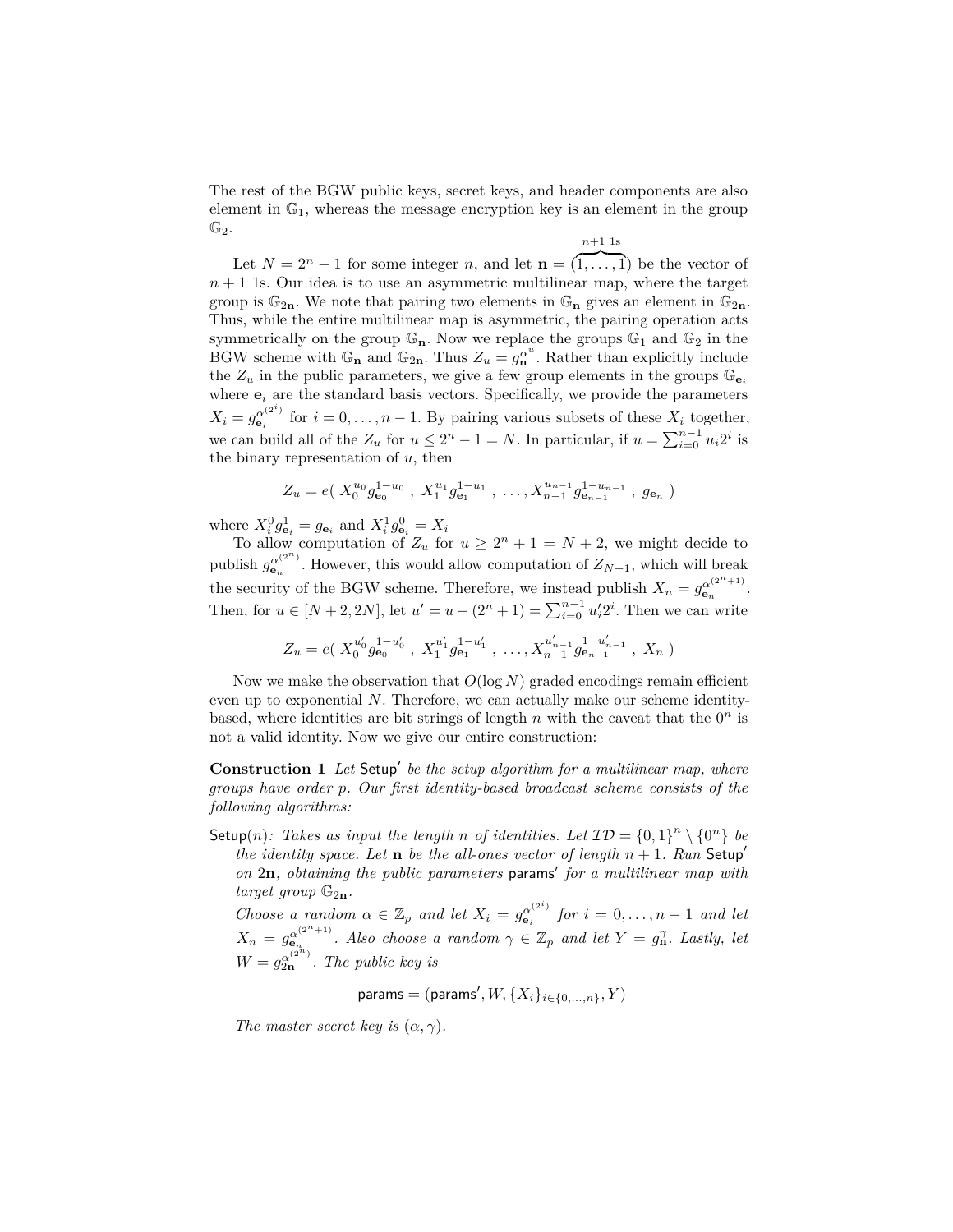The rest of the BGW public keys, secret keys, and header components are also element in $\mathbb{G}_1$, whereas the message encryption key is an element in the group $\mathbb{G}_2$.

Let $N = 2^n - 1$ for some integer $n$, and let $\mathbf{n} = (\overbrace{1, \ldots, 1}^{n+1 \text{ 1s}})$ be the vector of $n+1$ 1s. Our idea is to use an asymmetric multilinear map, where the target group is $\mathbb{G}_{2\mathbf{n}}$. We note that pairing two elements in $\mathbb{G}_{\mathbf{n}}$ gives an element in $\mathbb{G}_{2\mathbf{n}}$. Thus, while the entire multilinear map is asymmetric, the pairing operation acts symmetrically on the group $\mathbb{G}_{\mathbf{n}}$. Now we replace the groups $\mathbb{G}_1$ and $\mathbb{G}_2$ in the BGW scheme with $\mathbb{G}_{\mathbf{n}}$ and $\mathbb{G}_{2\mathbf{n}}$. Thus $Z_u = g_{\mathbf{n}}^{\alpha^u}$. Rather than explicitly include the $Z_u$ in the public parameters, we give a few group elements in the groups $\mathbb{G}_{\mathbf{e}_i}$ where $\mathbf{e}_i$ are the standard basis vectors. Specifically, we provide the parameters $X_i = g_{\mathbf{e}_i}^{\alpha^{(2^i)}}$ for $i = 0, \ldots, n-1$. By pairing various subsets of these $X_i$ together, we can build all of the $Z_u$ for $u \leq 2^n - 1 = N$. In particular, if $u = \sum_{i=0}^{n-1} u_i 2^i$ is the binary representation of $u$, then

$$Z_u = e(\ X_0^{u_0} g_{\mathbf{e}_0}^{1-u_0}\ ,\ X_1^{u_1} g_{\mathbf{e}_1}^{1-u_1}\ ,\ \ldots, X_{n-1}^{u_{n-1}} g_{\mathbf{e}_{n-1}}^{1-u_{n-1}}\ ,\ g_{\mathbf{e}_n}\ )$$

where $X_i^0 g_{\mathbf{e}_i}^1 = g_{\mathbf{e}_i}$ and $X_i^1 g_{\mathbf{e}_i}^0 = X_i$

To allow computation of $Z_u$ for $u \geq 2^n + 1 = N + 2$, we might decide to publish $g_{\mathbf{e}_n}^{\alpha^{(2^n)}}$. However, this would allow computation of $Z_{N+1}$, which will break the security of the BGW scheme. Therefore, we instead publish $X_n = g_{\mathbf{e}_n}^{\alpha^{(2^n+1)}}$. Then, for $u \in [N+2, 2N]$, let $u' = u - (2^n + 1) = \sum_{i=0}^{n-1} u_i' 2^i$. Then we can write

$$Z_u = e(\ X_0^{u_0'} g_{\mathbf{e}_0}^{1-u_0'}\ ,\ X_1^{u_1'} g_{\mathbf{e}_1}^{1-u_1'}\ ,\ \ldots, X_{n-1}^{u_{n-1}'} g_{\mathbf{e}_{n-1}}^{1-u_{n-1}'}\ ,\ X_n\ )$$

Now we make the observation that $O(\log N)$ graded encodings remain efficient even up to exponential $N$. Therefore, we can actually make our scheme identity-based, where identities are bit strings of length $n$ with the caveat that the $0^n$ is not a valid identity. Now we give our entire construction:

**Construction 1** *Let* $\mathsf{Setup}'$ *be the setup algorithm for a multilinear map, where groups have order* $p$*. Our first identity-based broadcast scheme consists of the following algorithms:*

$\mathsf{Setup}(n)$*: Takes as input the length* $n$ *of identities. Let* $\mathcal{ID} = \{0,1\}^n \setminus \{0^n\}$ *be the identity space. Let* $\mathbf{n}$ *be the all-ones vector of length* $n+1$*. Run* $\mathsf{Setup}'$ *on* $2\mathbf{n}$*, obtaining the public parameters* $\mathsf{params}'$ *for a multilinear map with target group* $\mathbb{G}_{2\mathbf{n}}$*.*

*Choose a random* $\alpha \in \mathbb{Z}_p$ *and let* $X_i = g_{\mathbf{e}_i}^{\alpha^{(2^i)}}$ *for* $i = 0, \ldots, n-1$ *and let* $X_n = g_{\mathbf{e}_n}^{\alpha^{(2^n+1)}}$*. Also choose a random* $\gamma \in \mathbb{Z}_p$ *and let* $Y = g_{\mathbf{n}}^{\gamma}$*. Lastly, let* $W = g_{2\mathbf{n}}^{\alpha^{(2^n)}}$*. The public key is*

$$\mathsf{params} = (\mathsf{params}', W, \{X_i\}_{i \in \{0,\ldots,n\}}, Y)$$

*The master secret key is* $(\alpha, \gamma)$*.*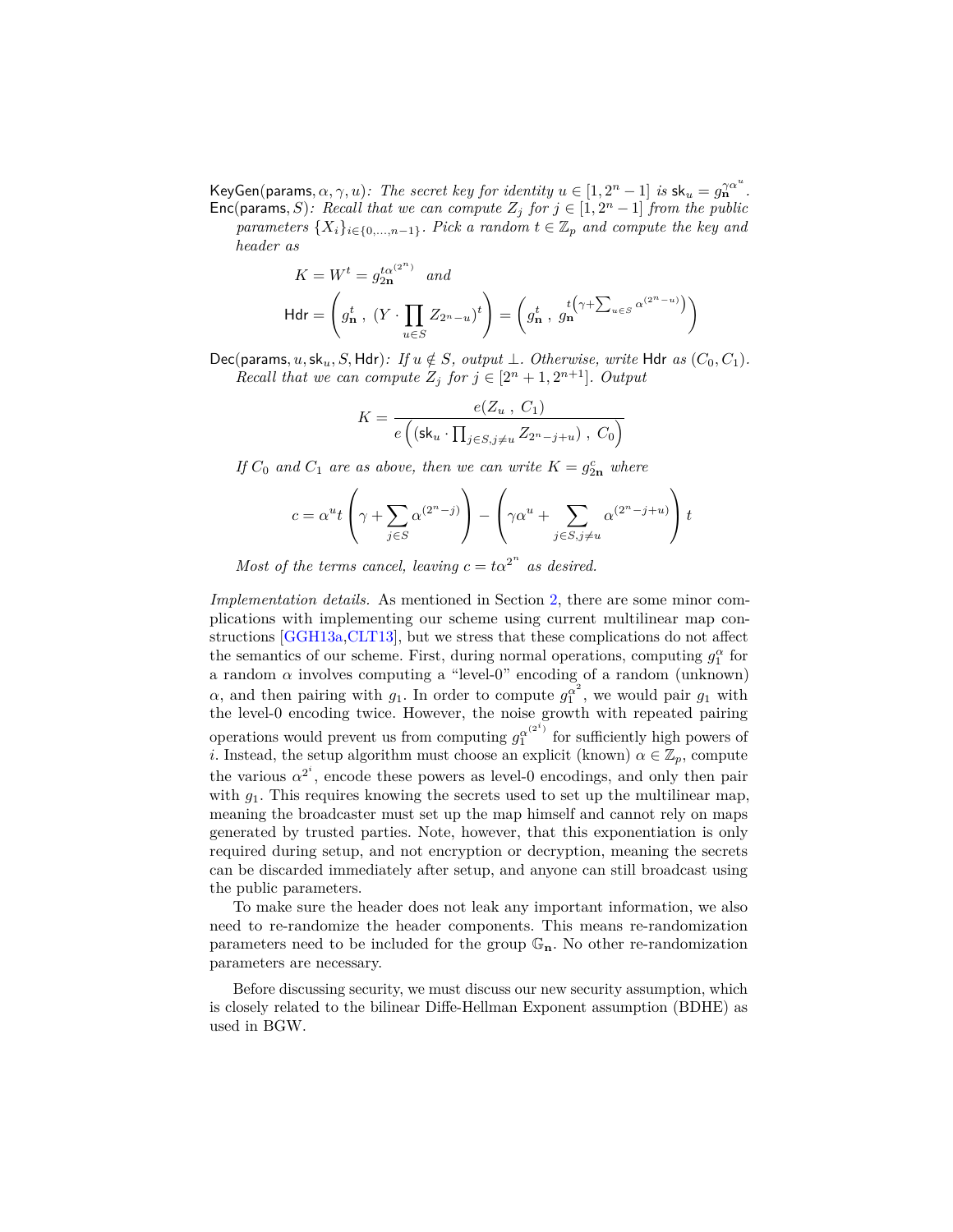$\mathsf{KeyGen}(\mathsf{params}, \alpha, \gamma, u)$*: The secret key for identity* $u \in [1, 2^n - 1]$ *is* $\mathsf{sk}_u = g_{\mathbf{n}}^{\gamma\alpha^u}$.

$\mathsf{Enc}(\mathsf{params}, S)$*: Recall that we can compute* $Z_j$ *for* $j \in [1, 2^n - 1]$ *from the public parameters* $\{X_i\}_{i \in \{0,\ldots,n-1\}}$*. Pick a random* $t \in \mathbb{Z}_p$ *and compute the key and header as*

$$K = W^t = g_{2\mathbf{n}}^{t\alpha^{(2^n)}} \quad \text{and}$$

$$\mathsf{Hdr} = \left( g_{\mathbf{n}}^t \;,\; (Y \cdot \prod_{u \in S} Z_{2^n - u})^t \right) = \left( g_{\mathbf{n}}^t \;,\; g_{\mathbf{n}}^{t\left(\gamma + \sum_{u \in S} \alpha^{(2^n - u)}\right)} \right)$$

$\mathsf{Dec}(\mathsf{params}, u, \mathsf{sk}_u, S, \mathsf{Hdr})$*: If* $u \notin S$*, output* $\perp$*. Otherwise, write* $\mathsf{Hdr}$ *as* $(C_0, C_1)$*. Recall that we can compute* $Z_j$ *for* $j \in [2^n + 1, 2^{n+1}]$*. Output*

$$K = \frac{e(Z_u \;,\; C_1)}{e\left( (\mathsf{sk}_u \cdot \prod_{j \in S, j \neq u} Z_{2^n - j + u}) \;,\; C_0 \right)}$$

*If* $C_0$ *and* $C_1$ *are as above, then we can write* $K = g_{2\mathbf{n}}^c$ *where*

$$c = \alpha^u t \left( \gamma + \sum_{j \in S} \alpha^{(2^n - j)} \right) - \left( \gamma\alpha^u + \sum_{j \in S, j \neq u} \alpha^{(2^n - j + u)} \right) t$$

*Most of the terms cancel, leaving* $c = t\alpha^{2^n}$ *as desired.*

*Implementation details.* As mentioned in Section 2, there are some minor complications with implementing our scheme using current multilinear map constructions [GGH13a,CLT13], but we stress that these complications do not affect the semantics of our scheme. First, during normal operations, computing $g_1^\alpha$ for a random $\alpha$ involves computing a "level-0" encoding of a random (unknown) $\alpha$, and then pairing with $g_1$. In order to compute $g_1^{\alpha^2}$, we would pair $g_1$ with the level-0 encoding twice. However, the noise growth with repeated pairing operations would prevent us from computing $g_1^{\alpha^{(2^i)}}$ for sufficiently high powers of $i$. Instead, the setup algorithm must choose an explicit (known) $\alpha \in \mathbb{Z}_p$, compute the various $\alpha^{2^i}$, encode these powers as level-0 encodings, and only then pair with $g_1$. This requires knowing the secrets used to set up the multilinear map, meaning the broadcaster must set up the map himself and cannot rely on maps generated by trusted parties. Note, however, that this exponentiation is only required during setup, and not encryption or decryption, meaning the secrets can be discarded immediately after setup, and anyone can still broadcast using the public parameters.

To make sure the header does not leak any important information, we also need to re-randomize the header components. This means re-randomization parameters need to be included for the group $\mathbb{G}_{\mathbf{n}}$. No other re-randomization parameters are necessary.

Before discussing security, we must discuss our new security assumption, which is closely related to the bilinear Diffe-Hellman Exponent assumption (BDHE) as used in BGW.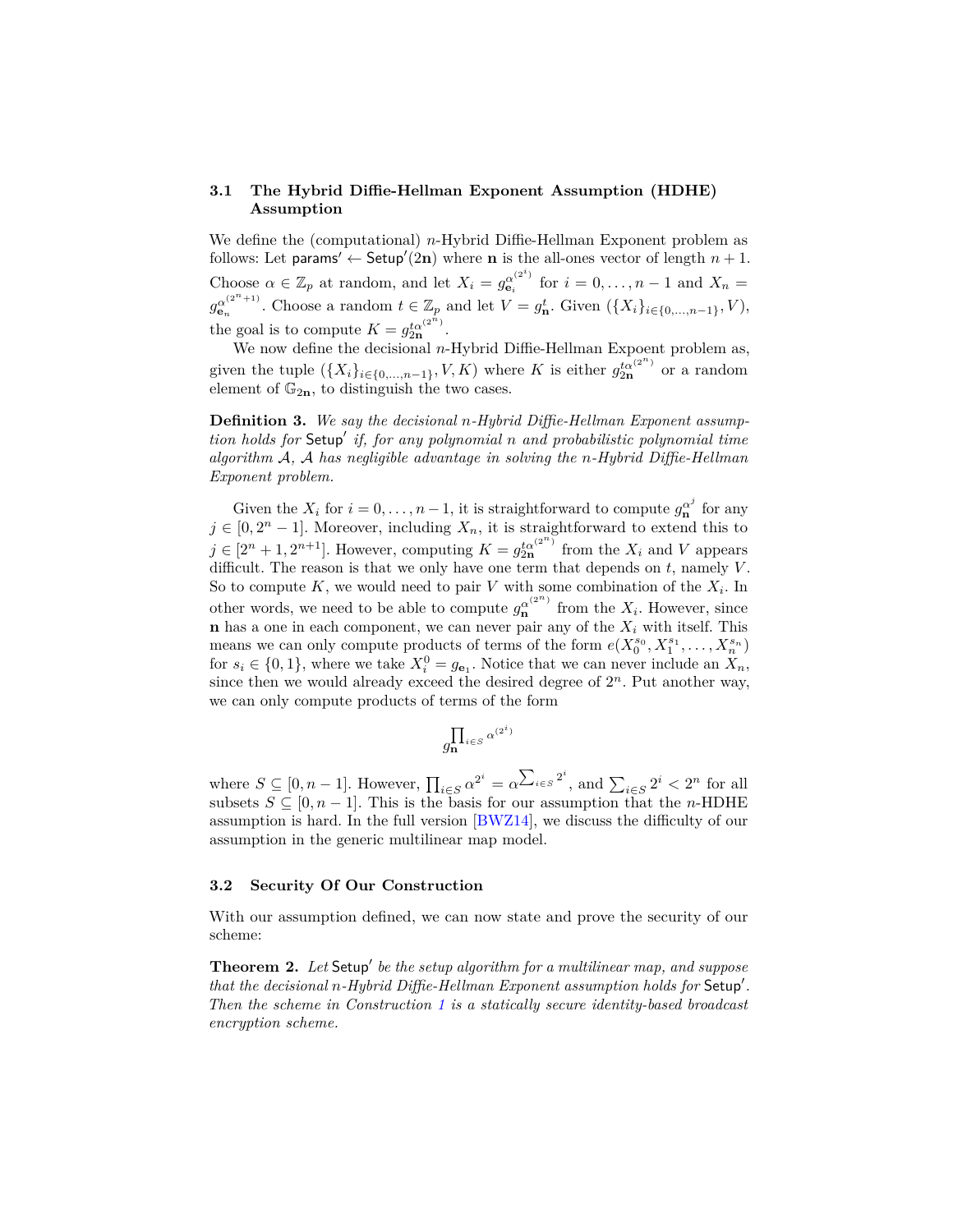### 3.1 The Hybrid Diffie-Hellman Exponent Assumption (HDHE) Assumption

We define the (computational) $n$-Hybrid Diffie-Hellman Exponent problem as follows: Let $\mathsf{params}' \leftarrow \mathsf{Setup}'(2\mathbf{n})$ where $\mathbf{n}$ is the all-ones vector of length $n+1$. Choose $\alpha \in \mathbb{Z}_p$ at random, and let $X_i = g_{\mathbf{e}_i}^{\alpha^{(2^i)}}$ for $i = 0, \ldots, n-1$ and $X_n = g_{\mathbf{e}_n}^{\alpha^{(2^n+1)}}$. Choose a random $t \in \mathbb{Z}_p$ and let $V = g_{\mathbf{n}}^t$. Given $(\{X_i\}_{i\in\{0,\ldots,n-1\}}, V)$, the goal is to compute $K = g_{2\mathbf{n}}^{t\alpha^{(2^n)}}$.

We now define the decisional $n$-Hybrid Diffie-Hellman Expoent problem as, given the tuple $(\{X_i\}_{i\in\{0,\ldots,n-1\}}, V, K)$ where $K$ is either $g_{2\mathbf{n}}^{t\alpha^{(2^n)}}$ or a random element of $\mathbb{G}_{2\mathbf{n}}$, to distinguish the two cases.

**Definition 3.** *We say the decisional $n$-Hybrid Diffie-Hellman Exponent assumption holds for $\mathsf{Setup}'$ if, for any polynomial $n$ and probabilistic polynomial time algorithm $\mathcal{A}$, $\mathcal{A}$ has negligible advantage in solving the $n$-Hybrid Diffie-Hellman Exponent problem.*

Given the $X_i$ for $i = 0, \ldots, n-1$, it is straightforward to compute $g_{\mathbf{n}}^{\alpha^j}$ for any $j \in [0, 2^n - 1]$. Moreover, including $X_n$, it is straightforward to extend this to $j \in [2^n + 1, 2^{n+1}]$. However, computing $K = g_{2\mathbf{n}}^{t\alpha^{(2^n)}}$ from the $X_i$ and $V$ appears difficult. The reason is that we only have one term that depends on $t$, namely $V$. So to compute $K$, we would need to pair $V$ with some combination of the $X_i$. In other words, we need to be able to compute $g_{\mathbf{n}}^{\alpha^{(2^n)}}$ from the $X_i$. However, since $\mathbf{n}$ has a one in each component, we can never pair any of the $X_i$ with itself. This means we can only compute products of terms of the form $e(X_0^{s_0}, X_1^{s_1}, \ldots, X_n^{s_n})$ for $s_i \in \{0,1\}$, where we take $X_i^0 = g_{\mathbf{e}_1}$. Notice that we can never include an $X_n$, since then we would already exceed the desired degree of $2^n$. Put another way, we can only compute products of terms of the form

$$g_{\mathbf{n}}^{\prod_{i\in S} \alpha^{(2^i)}}$$

where $S \subseteq [0, n-1]$. However, $\prod_{i\in S} \alpha^{2^i} = \alpha^{\sum_{i\in S} 2^i}$, and $\sum_{i\in S} 2^i < 2^n$ for all subsets $S \subseteq [0, n-1]$. This is the basis for our assumption that the $n$-HDHE assumption is hard. In the full version [BWZ14], we discuss the difficulty of our assumption in the generic multilinear map model.

### 3.2 Security Of Our Construction

With our assumption defined, we can now state and prove the security of our scheme:

**Theorem 2.** *Let $\mathsf{Setup}'$ be the setup algorithm for a multilinear map, and suppose that the decisional $n$-Hybrid Diffie-Hellman Exponent assumption holds for $\mathsf{Setup}'$. Then the scheme in Construction 1 is a statically secure identity-based broadcast encryption scheme.*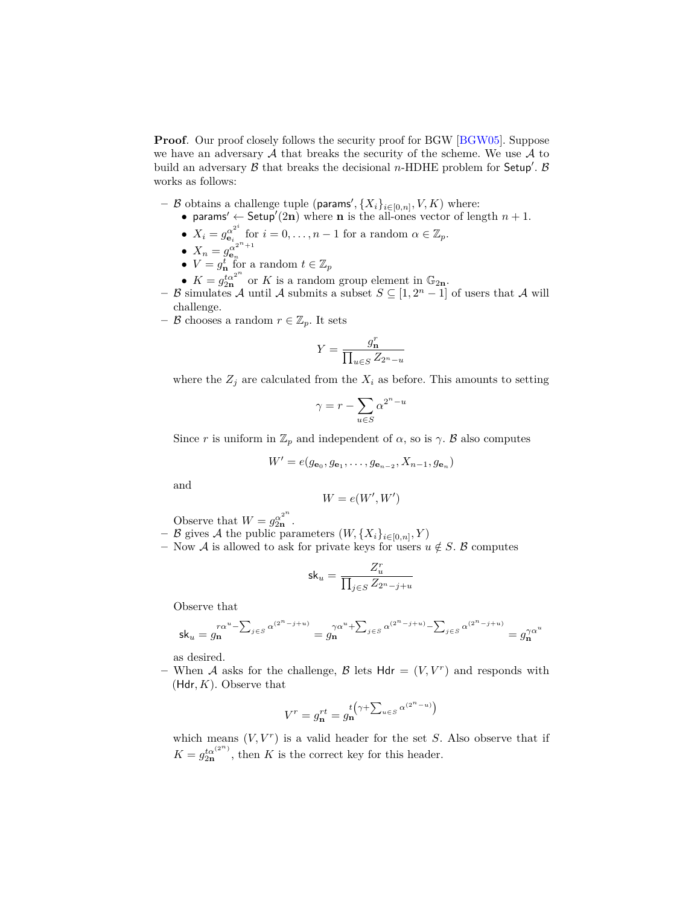**Proof**. Our proof closely follows the security proof for BGW [BGW05]. Suppose we have an adversary $\mathcal{A}$ that breaks the security of the scheme. We use $\mathcal{A}$ to build an adversary $\mathcal{B}$ that breaks the decisional $n$-HDHE problem for $\mathsf{Setup}'$. $\mathcal{B}$ works as follows:

- $\mathcal{B}$ obtains a challenge tuple $(\mathsf{params}', \{X_i\}_{i\in[0,n]}, V, K)$ where:
  - $\mathsf{params}' \leftarrow \mathsf{Setup}'(2\mathbf{n})$ where $\mathbf{n}$ is the all-ones vector of length $n+1$.
  - $X_i = g_{\mathbf{e}_i}^{\alpha^{2^i}}$ for $i = 0, \ldots, n-1$ for a random $\alpha \in \mathbb{Z}_p$.
  - $X_n = g_{\mathbf{e}_n}^{\alpha^{2^n+1}}$
  - $V = g_{\mathbf{n}}^t$ for a random $t \in \mathbb{Z}_p$
  - $K = g_{2\mathbf{n}}^{t\alpha^{2^n}}$ or $K$ is a random group element in $\mathbb{G}_{2\mathbf{n}}$.
- $\mathcal{B}$ simulates $\mathcal{A}$ until $\mathcal{A}$ submits a subset $S \subseteq [1, 2^n - 1]$ of users that $\mathcal{A}$ will challenge.
- $\mathcal{B}$ chooses a random $r \in \mathbb{Z}_p$. It sets

$$Y = \frac{g_{\mathbf{n}}^r}{\prod_{u\in S} Z_{2^n-u}}$$

  where the $Z_j$ are calculated from the $X_i$ as before. This amounts to setting

$$\gamma = r - \sum_{u\in S} \alpha^{2^n-u}$$

  Since $r$ is uniform in $\mathbb{Z}_p$ and independent of $\alpha$, so is $\gamma$. $\mathcal{B}$ also computes

$$W' = e(g_{\mathbf{e}_0}, g_{\mathbf{e}_1}, \ldots, g_{\mathbf{e}_{n-2}}, X_{n-1}, g_{\mathbf{e}_n})$$

  and

$$W = e(W', W')$$

  Observe that $W = g_{2\mathbf{n}}^{\alpha^{2^n}}$.
- $\mathcal{B}$ gives $\mathcal{A}$ the public parameters $(W, \{X_i\}_{i\in[0,n]}, Y)$
- Now $\mathcal{A}$ is allowed to ask for private keys for users $u \notin S$. $\mathcal{B}$ computes

$$\mathsf{sk}_u = \frac{Z_u^r}{\prod_{j\in S} Z_{2^n-j+u}}$$

  Observe that

$$\mathsf{sk}_u = g_{\mathbf{n}}^{r\alpha^u - \sum_{j\in S}\alpha^{(2^n-j+u)}} = g_{\mathbf{n}}^{\gamma\alpha^u + \sum_{j\in S}\alpha^{(2^n-j+u)} - \sum_{j\in S}\alpha^{(2^n-j+u)}} = g_{\mathbf{n}}^{\gamma\alpha^u}$$

  as desired.
- When $\mathcal{A}$ asks for the challenge, $\mathcal{B}$ lets $\mathsf{Hdr} = (V, V^r)$ and responds with $(\mathsf{Hdr}, K)$. Observe that

$$V^r = g_{\mathbf{n}}^{rt} = g_{\mathbf{n}}^{t\left(\gamma + \sum_{u\in S}\alpha^{(2^n-u)}\right)}$$

  which means $(V, V^r)$ is a valid header for the set $S$. Also observe that if $K = g_{2\mathbf{n}}^{t\alpha^{(2^n)}}$, then $K$ is the correct key for this header.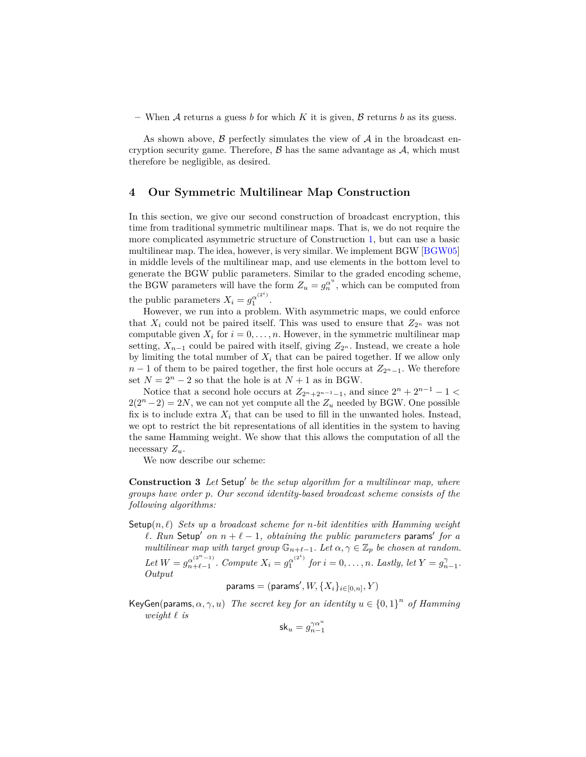– When $\mathcal{A}$ returns a guess $b$ for which $K$ it is given, $\mathcal{B}$ returns $b$ as its guess.

As shown above, $\mathcal{B}$ perfectly simulates the view of $\mathcal{A}$ in the broadcast encryption security game. Therefore, $\mathcal{B}$ has the same advantage as $\mathcal{A}$, which must therefore be negligible, as desired.

## 4 Our Symmetric Multilinear Map Construction

In this section, we give our second construction of broadcast encryption, this time from traditional symmetric multilinear maps. That is, we do not require the more complicated asymmetric structure of Construction 1, but can use a basic multilinear map. The idea, however, is very similar. We implement BGW [BGW05] in middle levels of the multilinear map, and use elements in the bottom level to generate the BGW public parameters. Similar to the graded encoding scheme, the BGW parameters will have the form $Z_u = g_n^{\alpha^u}$, which can be computed from the public parameters $X_i = g_1^{\alpha^{(2^i)}}$.

However, we run into a problem. With asymmetric maps, we could enforce that $X_i$ could not be paired itself. This was used to ensure that $Z_{2^n}$ was not computable given $X_i$ for $i = 0, \ldots, n$. However, in the symmetric multilinear map setting, $X_{n-1}$ could be paired with itself, giving $Z_{2^n}$. Instead, we create a hole by limiting the total number of $X_i$ that can be paired together. If we allow only $n-1$ of them to be paired together, the first hole occurs at $Z_{2^n-1}$. We therefore set $N = 2^n - 2$ so that the hole is at $N+1$ as in BGW.

Notice that a second hole occurs at $Z_{2^n+2^{n-1}-1}$, and since $2^n + 2^{n-1} - 1 < 2(2^n - 2) = 2N$, we can not yet compute all the $Z_u$ needed by BGW. One possible fix is to include extra $X_i$ that can be used to fill in the unwanted holes. Instead, we opt to restrict the bit representations of all identities in the system to having the same Hamming weight. We show that this allows the computation of all the necessary $Z_u$.

We now describe our scheme:

**Construction 3** *Let* $\mathsf{Setup}'$ *be the setup algorithm for a multilinear map, where groups have order* $p$*. Our second identity-based broadcast scheme consists of the following algorithms:*

$\mathsf{Setup}(n, \ell)$ *Sets up a broadcast scheme for* $n$*-bit identities with Hamming weight* $\ell$*. Run* $\mathsf{Setup}'$ *on* $n + \ell - 1$*, obtaining the public parameters* $\mathsf{params}'$ *for a multilinear map with target group* $\mathbb{G}_{n+\ell-1}$*. Let* $\alpha, \gamma \in \mathbb{Z}_p$ *be chosen at random. Let* $W = g_{n+\ell-1}^{\alpha^{(2^n-1)}}$*. Compute* $X_i = g_1^{\alpha^{(2^i)}}$ *for* $i = 0, \ldots, n$*. Lastly, let* $Y = g_{n-1}^{\gamma}$*. Output*

$$\mathsf{params} = (\mathsf{params}', W, \{X_i\}_{i\in[0,n]}, Y)$$

$\mathsf{KeyGen}(\mathsf{params}, \alpha, \gamma, u)$ *The secret key for an identity* $u \in \{0,1\}^n$ *of Hamming weight* $\ell$ *is*

$$\mathsf{sk}_u = g_{n-1}^{\gamma\alpha^u}$$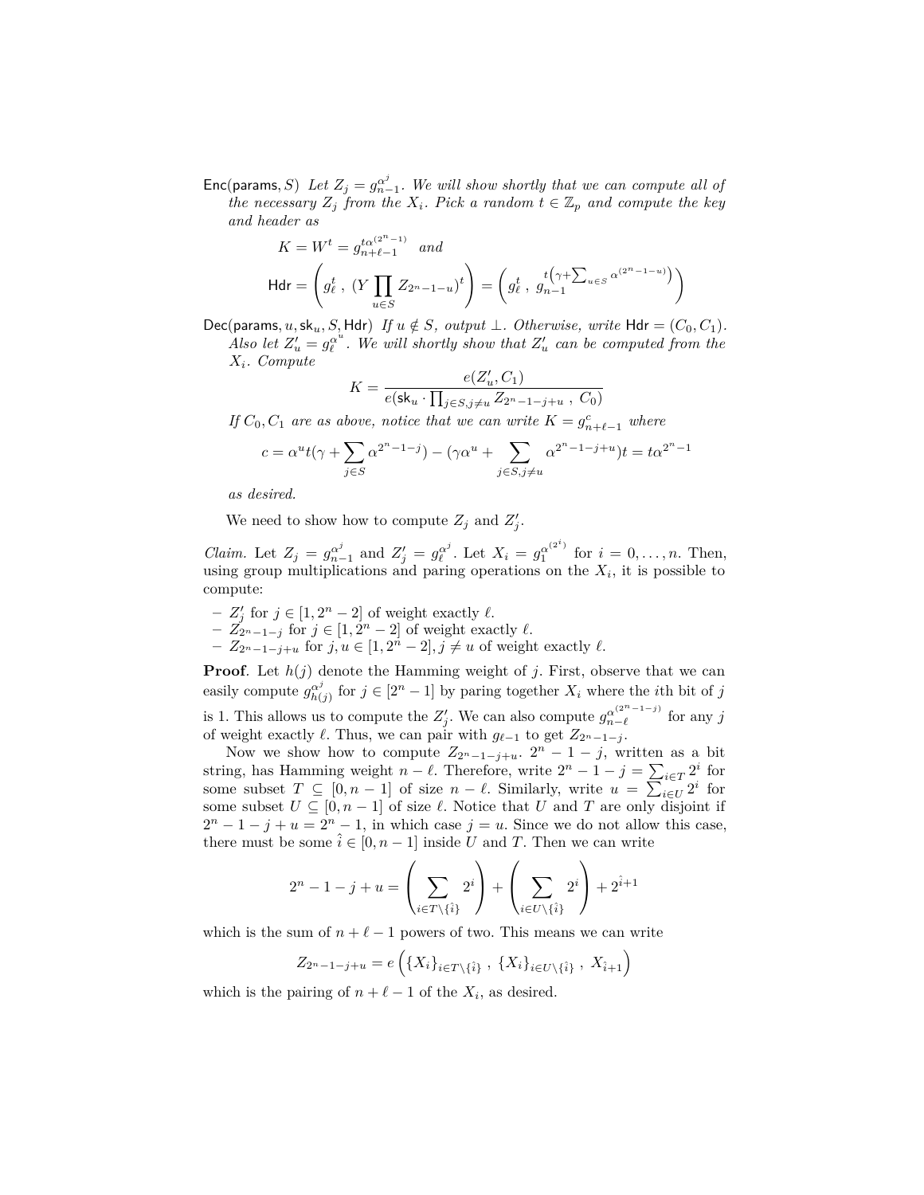$\mathsf{Enc}(\mathsf{params}, S)$ *Let $Z_j = g_{n-1}^{\alpha^j}$. We will show shortly that we can compute all of the necessary $Z_j$ from the $X_i$. Pick a random $t \in \mathbb{Z}_p$ and compute the key and header as*

$$K = W^t = g_{n+\ell-1}^{t\alpha^{(2^n-1)}} \quad \text{and}$$

$$\mathsf{Hdr} = \left( g_\ell^t \ , \ (Y \prod_{u\in S} Z_{2^n-1-u})^t \right) = \left( g_\ell^t \ , \ g_{n-1}^{t\left(\gamma + \sum_{u\in S} \alpha^{(2^n-1-u)}\right)} \right)$$

$\mathsf{Dec}(\mathsf{params}, u, \mathsf{sk}_u, S, \mathsf{Hdr})$ *If $u \notin S$, output $\perp$. Otherwise, write $\mathsf{Hdr} = (C_0, C_1)$. Also let $Z'_u = g_\ell^{\alpha^u}$. We will shortly show that $Z'_u$ can be computed from the $X_i$. Compute*

$$K = \frac{e(Z'_u, C_1)}{e(\mathsf{sk}_u \cdot \prod_{j\in S, j\neq u} Z_{2^n-1-j+u} \ , \ C_0)}$$

*If $C_0, C_1$ are as above, notice that we can write $K = g_{n+\ell-1}^c$ where*

$$c = \alpha^u t(\gamma + \sum_{j\in S} \alpha^{2^n-1-j}) - (\gamma\alpha^u + \sum_{j\in S, j\neq u} \alpha^{2^n-1-j+u})t = t\alpha^{2^n-1}$$

*as desired.*

We need to show how to compute $Z_j$ and $Z'_j$.

*Claim.* Let $Z_j = g_{n-1}^{\alpha^j}$ and $Z'_j = g_\ell^{\alpha^j}$. Let $X_i = g_1^{\alpha^{(2^i)}}$ for $i = 0, \ldots, n$. Then, using group multiplications and paring operations on the $X_i$, it is possible to compute:

- $Z'_j$ for $j \in [1, 2^n-2]$ of weight exactly $\ell$.
- $Z_{2^n-1-j}$ for $j \in [1, 2^n-2]$ of weight exactly $\ell$.
- $Z_{2^n-1-j+u}$ for $j, u \in [1, 2^n-2], j \neq u$ of weight exactly $\ell$.

**Proof**. Let $h(j)$ denote the Hamming weight of $j$. First, observe that we can easily compute $g_{h(j)}^{\alpha^j}$ for $j \in [2^n-1]$ by paring together $X_i$ where the $i$th bit of $j$ is 1. This allows us to compute the $Z'_j$. We can also compute $g_{n-\ell}^{\alpha^{(2^n-1-j)}}$ for any $j$ of weight exactly $\ell$. Thus, we can pair with $g_{\ell-1}$ to get $Z_{2^n-1-j}$.

Now we show how to compute $Z_{2^n-1-j+u}$. $2^n-1-j$, written as a bit string, has Hamming weight $n-\ell$. Therefore, write $2^n-1-j = \sum_{i\in T} 2^i$ for some subset $T \subseteq [0, n-1]$ of size $n-\ell$. Similarly, write $u = \sum_{i\in U} 2^i$ for some subset $U \subseteq [0, n-1]$ of size $\ell$. Notice that $U$ and $T$ are only disjoint if $2^n-1-j+u = 2^n-1$, in which case $j = u$. Since we do not allow this case, there must be some $\hat{i} \in [0, n-1]$ inside $U$ and $T$. Then we can write

$$2^n-1-j+u = \left( \sum_{i\in T\setminus\{\hat{i}\}} 2^i \right) + \left( \sum_{i\in U\setminus\{\hat{i}\}} 2^i \right) + 2^{\hat{i}+1}$$

which is the sum of $n+\ell-1$ powers of two. This means we can write

$$Z_{2^n-1-j+u} = e\left( \{X_i\}_{i\in T\setminus\{\hat{i}\}} \ , \ \{X_i\}_{i\in U\setminus\{\hat{i}\}} \ , \ X_{\hat{i}+1} \right)$$

which is the pairing of $n+\ell-1$ of the $X_i$, as desired.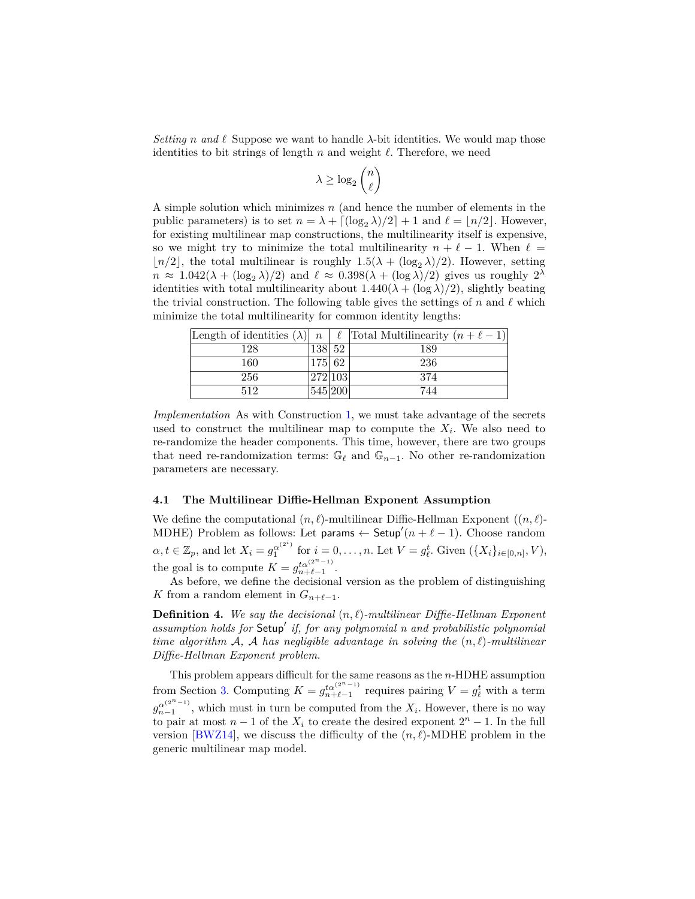*Setting $n$ and $\ell$* Suppose we want to handle $\lambda$-bit identities. We would map those identities to bit strings of length $n$ and weight $\ell$. Therefore, we need

$$\lambda \geq \log_2 \binom{n}{\ell}$$

A simple solution which minimizes $n$ (and hence the number of elements in the public parameters) is to set $n = \lambda + \lceil (\log_2 \lambda)/2 \rceil + 1$ and $\ell = \lfloor n/2 \rfloor$. However, for existing multilinear map constructions, the multilinearity itself is expensive, so we might try to minimize the total multilinearity $n + \ell - 1$. When $\ell = \lfloor n/2 \rfloor$, the total multilinear is roughly $1.5(\lambda + (\log_2 \lambda)/2)$. However, setting $n \approx 1.042(\lambda + (\log_2 \lambda)/2)$ and $\ell \approx 0.398(\lambda + (\log \lambda)/2)$ gives us roughly $2^\lambda$ identities with total multilinearity about $1.440(\lambda + (\log \lambda)/2)$, slightly beating the trivial construction. The following table gives the settings of $n$ and $\ell$ which minimize the total multilinearity for common identity lengths:

| Length of identities ($\lambda$) | $n$ | $\ell$ | Total Multilinearity ($n + \ell - 1$) |
|---|---|---|---|
| 128 | 138 | 52 | 189 |
| 160 | 175 | 62 | 236 |
| 256 | 272 | 103 | 374 |
| 512 | 545 | 200 | 744 |

*Implementation* As with Construction 1, we must take advantage of the secrets used to construct the multilinear map to compute the $X_i$. We also need to re-randomize the header components. This time, however, there are two groups that need re-randomization terms: $\mathbb{G}_\ell$ and $\mathbb{G}_{n-1}$. No other re-randomization parameters are necessary.

### 4.1 The Multilinear Diffie-Hellman Exponent Assumption

We define the computational $(n, \ell)$-multilinear Diffie-Hellman Exponent ($(n, \ell)$-MDHE) Problem as follows: Let $\mathsf{params} \leftarrow \mathsf{Setup}'(n + \ell - 1)$. Choose random $\alpha, t \in \mathbb{Z}_p$, and let $X_i = g_1^{\alpha^{(2^i)}}$ for $i = 0, \ldots, n$. Let $V = g_\ell^t$. Given $(\{X_i\}_{i \in [0,n]}, V)$, the goal is to compute $K = g_{n+\ell-1}^{t\alpha^{(2^n-1)}}$.

As before, we define the decisional version as the problem of distinguishing $K$ from a random element in $G_{n+\ell-1}$.

**Definition 4.** *We say the decisional $(n, \ell)$-multilinear Diffie-Hellman Exponent assumption holds for $\mathsf{Setup}'$ if, for any polynomial $n$ and probabilistic polynomial time algorithm $\mathcal{A}$, $\mathcal{A}$ has negligible advantage in solving the $(n, \ell)$-multilinear Diffie-Hellman Exponent problem.*

This problem appears difficult for the same reasons as the $n$-HDHE assumption from Section 3. Computing $K = g_{n+\ell-1}^{t\alpha^{(2^n-1)}}$ requires pairing $V = g_\ell^t$ with a term $g_{n-1}^{\alpha^{(2^n-1)}}$, which must in turn be computed from the $X_i$. However, there is no way to pair at most $n - 1$ of the $X_i$ to create the desired exponent $2^n - 1$. In the full version [BWZ14], we discuss the difficulty of the $(n, \ell)$-MDHE problem in the generic multilinear map model.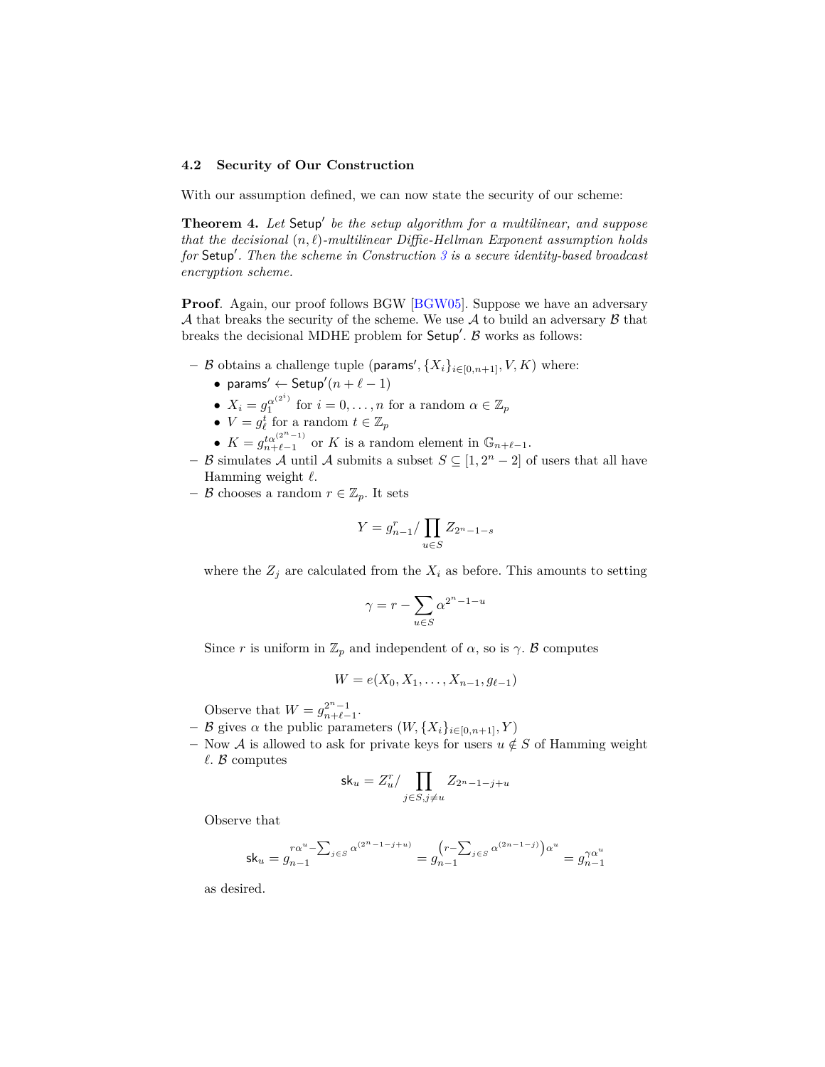### 4.2 Security of Our Construction

With our assumption defined, we can now state the security of our scheme:

**Theorem 4.** *Let* $\mathsf{Setup}'$ *be the setup algorithm for a multilinear, and suppose that the decisional* $(n,\ell)$*-multilinear Diffie-Hellman Exponent assumption holds for* $\mathsf{Setup}'$*. Then the scheme in Construction 3 is a secure identity-based broadcast encryption scheme.*

**Proof**. Again, our proof follows BGW [BGW05]. Suppose we have an adversary $\mathcal{A}$ that breaks the security of the scheme. We use $\mathcal{A}$ to build an adversary $\mathcal{B}$ that breaks the decisional MDHE problem for $\mathsf{Setup}'$. $\mathcal{B}$ works as follows:

- $\mathcal{B}$ obtains a challenge tuple $(\mathsf{params}', \{X_i\}_{i\in[0,n+1]}, V, K)$ where:
  - $\mathsf{params}' \leftarrow \mathsf{Setup}'(n+\ell-1)$
  - $X_i = g_1^{\alpha^{(2^i)}}$ for $i = 0, \dots, n$ for a random $\alpha \in \mathbb{Z}_p$
  - $V = g_\ell^t$ for a random $t \in \mathbb{Z}_p$
  - $K = g_{n+\ell-1}^{t\alpha^{(2^n-1)}}$ or $K$ is a random element in $\mathbb{G}_{n+\ell-1}$.
- $\mathcal{B}$ simulates $\mathcal{A}$ until $\mathcal{A}$ submits a subset $S \subseteq [1, 2^n - 2]$ of users that all have Hamming weight $\ell$.
- $\mathcal{B}$ chooses a random $r \in \mathbb{Z}_p$. It sets

$$Y = g_{n-1}^r / \prod_{u\in S} Z_{2^n-1-s}$$

  where the $Z_j$ are calculated from the $X_i$ as before. This amounts to setting

$$\gamma = r - \sum_{u\in S} \alpha^{2^n-1-u}$$

  Since $r$ is uniform in $\mathbb{Z}_p$ and independent of $\alpha$, so is $\gamma$. $\mathcal{B}$ computes

$$W = e(X_0, X_1, \dots, X_{n-1}, g_{\ell-1})$$

  Observe that $W = g_{n+\ell-1}^{2^n-1}$.
- $\mathcal{B}$ gives $\alpha$ the public parameters $(W, \{X_i\}_{i\in[0,n+1]}, Y)$
- Now $\mathcal{A}$ is allowed to ask for private keys for users $u \notin S$ of Hamming weight $\ell$. $\mathcal{B}$ computes

$$\mathsf{sk}_u = Z_u^r / \prod_{j\in S, j\neq u} Z_{2^n-1-j+u}$$

  Observe that

$$\mathsf{sk}_u = g_{n-1}^{r\alpha^u - \sum_{j\in S}\alpha^{(2^n-1-j+u)}} = g_{n-1}^{\left(r - \sum_{j\in S}\alpha^{(2n-1-j)}\right)\alpha^u} = g_{n-1}^{\gamma\alpha^u}$$

  as desired.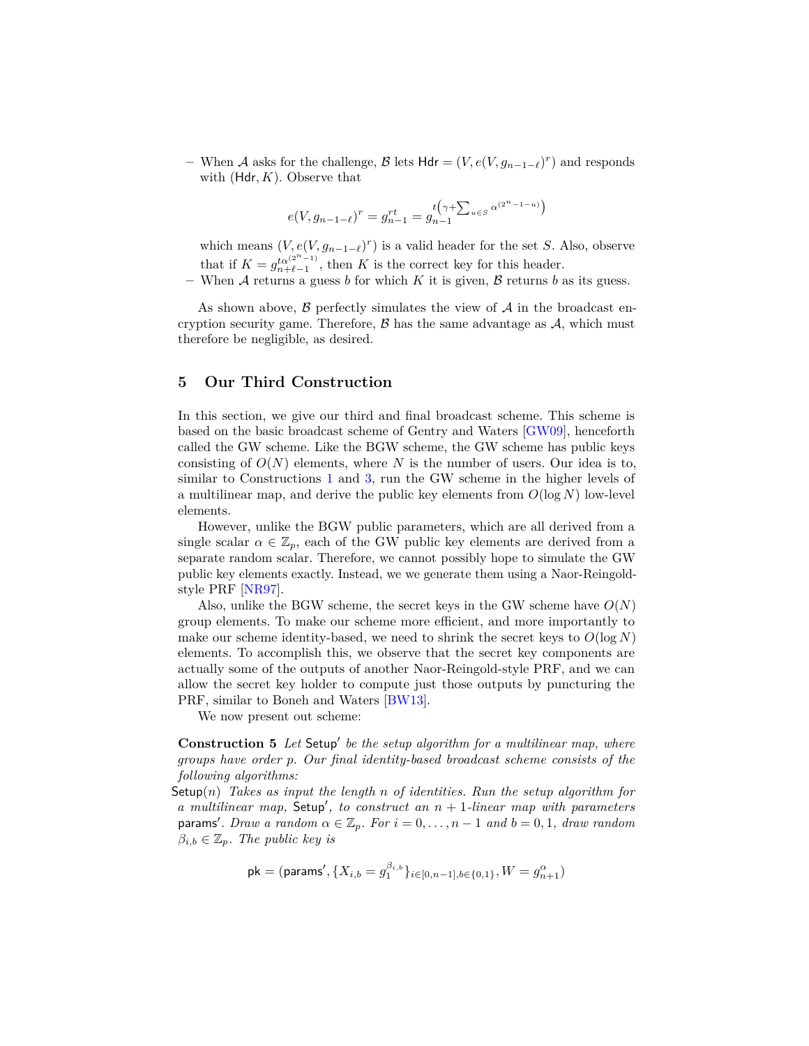– When $\mathcal{A}$ asks for the challenge, $\mathcal{B}$ lets $\mathsf{Hdr} = (V, e(V, g_{n-1-\ell})^r)$ and responds with $(\mathsf{Hdr}, K)$. Observe that

$$e(V, g_{n-1-\ell})^r = g_{n-1}^{rt} = g_{n-1}^{t\left(\gamma + \sum_{u \in S} \alpha^{(2^n-1-u)}\right)}$$

which means $(V, e(V, g_{n-1-\ell})^r)$ is a valid header for the set $S$. Also, observe that if $K = g_{n+\ell-1}^{t\alpha^{(2^n-1)}}$, then $K$ is the correct key for this header.

– When $\mathcal{A}$ returns a guess $b$ for which $K$ it is given, $\mathcal{B}$ returns $b$ as its guess.

As shown above, $\mathcal{B}$ perfectly simulates the view of $\mathcal{A}$ in the broadcast encryption security game. Therefore, $\mathcal{B}$ has the same advantage as $\mathcal{A}$, which must therefore be negligible, as desired.

## 5 Our Third Construction

In this section, we give our third and final broadcast scheme. This scheme is based on the basic broadcast scheme of Gentry and Waters [GW09], henceforth called the GW scheme. Like the BGW scheme, the GW scheme has public keys consisting of $O(N)$ elements, where $N$ is the number of users. Our idea is to, similar to Constructions 1 and 3, run the GW scheme in the higher levels of a multilinear map, and derive the public key elements from $O(\log N)$ low-level elements.

However, unlike the BGW public parameters, which are all derived from a single scalar $\alpha \in \mathbb{Z}_p$, each of the GW public key elements are derived from a separate random scalar. Therefore, we cannot possibly hope to simulate the GW public key elements exactly. Instead, we we generate them using a Naor-Reingold-style PRF [NR97].

Also, unlike the BGW scheme, the secret keys in the GW scheme have $O(N)$ group elements. To make our scheme more efficient, and more importantly to make our scheme identity-based, we need to shrink the secret keys to $O(\log N)$ elements. To accomplish this, we observe that the secret key components are actually some of the outputs of another Naor-Reingold-style PRF, and we can allow the secret key holder to compute just those outputs by puncturing the PRF, similar to Boneh and Waters [BW13].

We now present out scheme:

**Construction 5** *Let $\mathsf{Setup}'$ be the setup algorithm for a multilinear map, where groups have order $p$. Our final identity-based broadcast scheme consists of the following algorithms:*

$\mathsf{Setup}(n)$ *Takes as input the length $n$ of identities. Run the setup algorithm for a multilinear map, $\mathsf{Setup}'$, to construct an $n+1$-linear map with parameters $\mathsf{params}'$. Draw a random $\alpha \in \mathbb{Z}_p$. For $i = 0, \ldots, n-1$ and $b = 0, 1$, draw random $\beta_{i,b} \in \mathbb{Z}_p$. The public key is*

$$\mathsf{pk} = (\mathsf{params}', \{X_{i,b} = g_1^{\beta_{i,b}}\}_{i \in [0,n-1], b \in \{0,1\}}, W = g_{n+1}^{\alpha})$$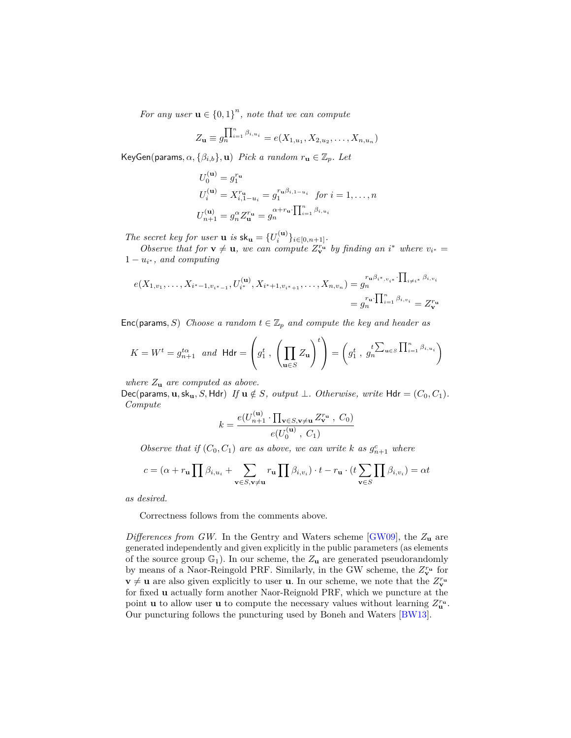*For any user $\mathbf{u} \in \{0,1\}^n$, note that we can compute*

$$Z_{\mathbf{u}} \equiv g_n^{\prod_{i=1}^n \beta_{i,u_i}} = e(X_{1,u_1}, X_{2,u_2}, \ldots, X_{n,u_n})$$

$\mathsf{KeyGen}(\mathsf{params}, \alpha, \{\beta_{i,b}\}, \mathbf{u})$ *Pick a random $r_{\mathbf{u}} \in \mathbb{Z}_p$. Let*

$$\begin{aligned}
U_0^{(\mathbf{u})} &= g_1^{r_{\mathbf{u}}} \\
U_i^{(\mathbf{u})} &= X_{i,1-u_i}^{r_{\mathbf{u}}} = g_1^{r_{\mathbf{u}}\beta_{i,1-u_i}} \quad \text{for } i = 1, \ldots, n \\
U_{n+1}^{(\mathbf{u})} &= g_n^{\alpha} Z_{\mathbf{u}}^{r_{\mathbf{u}}} = g_n^{\alpha + r_{\mathbf{u}} \cdot \prod_{i=1}^n \beta_{i,u_i}}
\end{aligned}$$

*The secret key for user $\mathbf{u}$ is $\mathsf{sk}_{\mathbf{u}} = \{U_i^{(\mathbf{u})}\}_{i \in [0,n+1]}$.*

*Observe that for $\mathbf{v} \neq \mathbf{u}$, we can compute $Z_{\mathbf{v}}^{r_{\mathbf{u}}}$ by finding an $i^*$ where $v_{i^*} = 1 - u_{i^*}$, and computing*

$$\begin{aligned}
e(X_{1,v_1}, \ldots, X_{i^*-1,v_{i^*-1}}, U_{i^*}^{(\mathbf{u})}, X_{i^*+1,v_{i^*+1}}, \ldots, X_{n,v_n}) &= g_n^{r_{\mathbf{u}}\beta_{i^*,v_{i^*}} \cdot \prod_{i \neq i^*} \beta_{i,v_i}} \\
&= g_n^{r_{\mathbf{u}} \cdot \prod_{i=1}^n \beta_{i,v_i}} = Z_{\mathbf{v}}^{r_{\mathbf{u}}}
\end{aligned}$$

$\mathsf{Enc}(\mathsf{params}, S)$ *Choose a random $t \in \mathbb{Z}_p$ and compute the key and header as*

$$K = W^t = g_{n+1}^{t\alpha} \quad \text{and} \quad \mathsf{Hdr} = \left( g_1^t \,,\, \left( \prod_{\mathbf{u} \in S} Z_{\mathbf{u}} \right)^t \right) = \left( g_1^t \,,\, g_n^{t \sum_{\mathbf{u} \in S} \prod_{i=1}^n \beta_{i,u_i}} \right)$$

*where $Z_{\mathbf{u}}$ are computed as above.*

$\mathsf{Dec}(\mathsf{params}, \mathbf{u}, \mathsf{sk}_{\mathbf{u}}, S, \mathsf{Hdr})$ *If $\mathbf{u} \notin S$, output $\perp$. Otherwise, write $\mathsf{Hdr} = (C_0, C_1)$. Compute*

$$k = \frac{e(U_{n+1}^{(\mathbf{u})} \cdot \prod_{\mathbf{v} \in S, \mathbf{v} \neq \mathbf{u}} Z_{\mathbf{v}}^{r_{\mathbf{u}}} \,,\, C_0)}{e(U_0^{(\mathbf{u})} \,,\, C_1)}$$

*Observe that if $(C_0, C_1)$ are as above, we can write $k$ as $g_{n+1}^c$ where*

$$c = (\alpha + r_{\mathbf{u}} \prod \beta_{i,u_i} + \sum_{\mathbf{v} \in S, \mathbf{v} \neq \mathbf{u}} r_{\mathbf{u}} \prod \beta_{i,v_i}) \cdot t - r_{\mathbf{u}} \cdot (t \sum_{\mathbf{v} \in S} \prod \beta_{i,v_i}) = \alpha t$$

*as desired.*

Correctness follows from the comments above.

*Differences from GW.* In the Gentry and Waters scheme [GW09], the $Z_{\mathbf{u}}$ are generated independently and given explicitly in the public parameters (as elements of the source group $\mathbb{G}_1$). In our scheme, the $Z_{\mathbf{u}}$ are generated pseudorandomly by means of a Naor-Reingold PRF. Similarly, in the GW scheme, the $Z_{\mathbf{v}}^{r_{\mathbf{u}}}$ for $\mathbf{v} \neq \mathbf{u}$ are also given explicitly to user $\mathbf{u}$. In our scheme, we note that the $Z_{\mathbf{v}}^{r_{\mathbf{u}}}$ for fixed $\mathbf{u}$ actually form another Naor-Reignold PRF, which we puncture at the point $\mathbf{u}$ to allow user $\mathbf{u}$ to compute the necessary values without learning $Z_{\mathbf{u}}^{r_{\mathbf{u}}}$. Our puncturing follows the puncturing used by Boneh and Waters [BW13].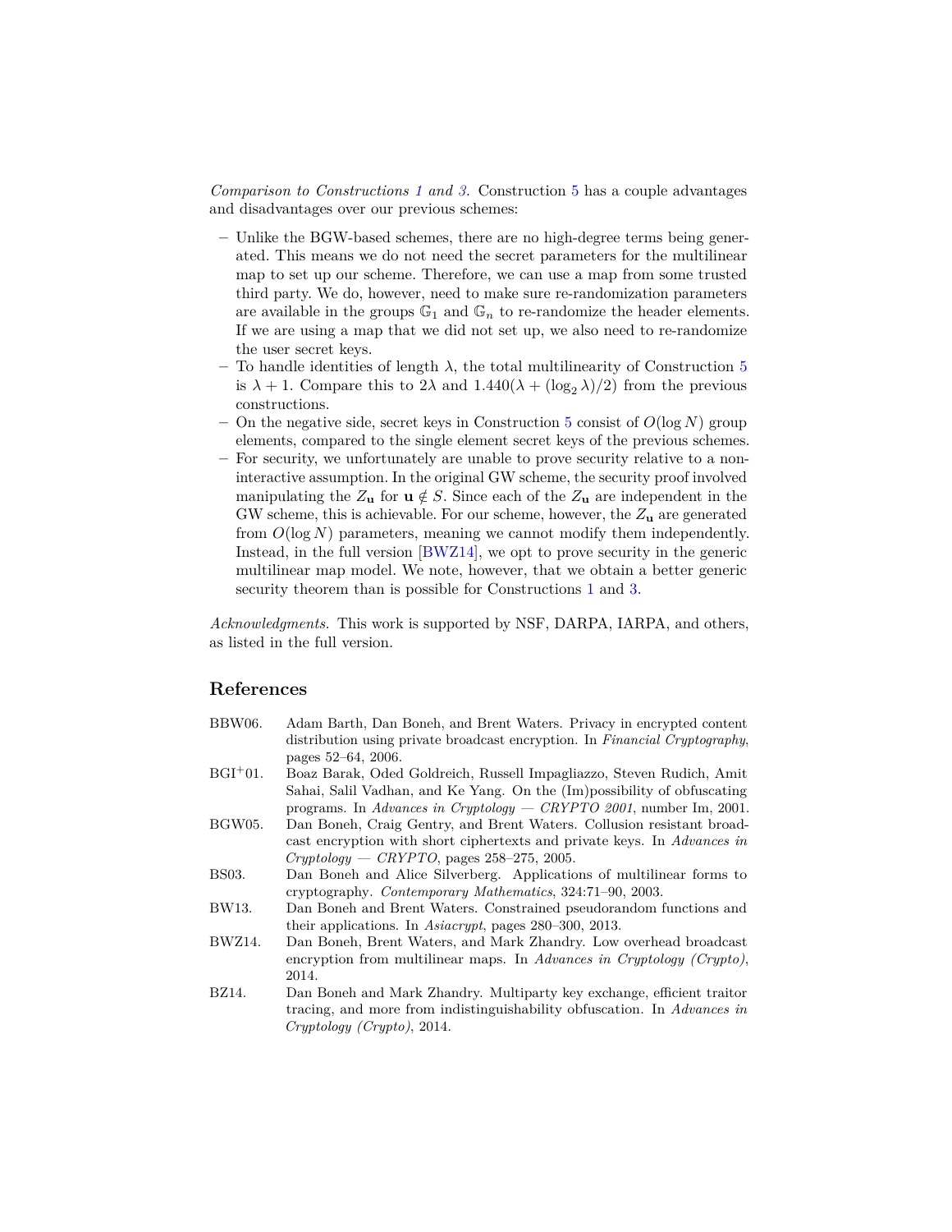*Comparison to Constructions 1 and 3.* Construction 5 has a couple advantages and disadvantages over our previous schemes:

- Unlike the BGW-based schemes, there are no high-degree terms being generated. This means we do not need the secret parameters for the multilinear map to set up our scheme. Therefore, we can use a map from some trusted third party. We do, however, need to make sure re-randomization parameters are available in the groups $\mathbb{G}_1$ and $\mathbb{G}_n$ to re-randomize the header elements. If we are using a map that we did not set up, we also need to re-randomize the user secret keys.
- To handle identities of length $\lambda$, the total multilinearity of Construction 5 is $\lambda + 1$. Compare this to $2\lambda$ and $1.440(\lambda + (\log_2 \lambda)/2)$ from the previous constructions.
- On the negative side, secret keys in Construction 5 consist of $O(\log N)$ group elements, compared to the single element secret keys of the previous schemes.
- For security, we unfortunately are unable to prove security relative to a non-interactive assumption. In the original GW scheme, the security proof involved manipulating the $Z_{\mathbf{u}}$ for $\mathbf{u} \notin S$. Since each of the $Z_{\mathbf{u}}$ are independent in the GW scheme, this is achievable. For our scheme, however, the $Z_{\mathbf{u}}$ are generated from $O(\log N)$ parameters, meaning we cannot modify them independently. Instead, in the full version [BWZ14], we opt to prove security in the generic multilinear map model. We note, however, that we obtain a better generic security theorem than is possible for Constructions 1 and 3.

*Acknowledgments.* This work is supported by NSF, DARPA, IARPA, and others, as listed in the full version.

## References

BBW06. Adam Barth, Dan Boneh, and Brent Waters. Privacy in encrypted content distribution using private broadcast encryption. In *Financial Cryptography*, pages 52–64, 2006.

BGI+01. Boaz Barak, Oded Goldreich, Russell Impagliazzo, Steven Rudich, Amit Sahai, Salil Vadhan, and Ke Yang. On the (Im)possibility of obfuscating programs. In *Advances in Cryptology — CRYPTO 2001*, number Im, 2001.

BGW05. Dan Boneh, Craig Gentry, and Brent Waters. Collusion resistant broadcast encryption with short ciphertexts and private keys. In *Advances in Cryptology — CRYPTO*, pages 258–275, 2005.

BS03. Dan Boneh and Alice Silverberg. Applications of multilinear forms to cryptography. *Contemporary Mathematics*, 324:71–90, 2003.

BW13. Dan Boneh and Brent Waters. Constrained pseudorandom functions and their applications. In *Asiacrypt*, pages 280–300, 2013.

BWZ14. Dan Boneh, Brent Waters, and Mark Zhandry. Low overhead broadcast encryption from multilinear maps. In *Advances in Cryptology (Crypto)*, 2014.

BZ14. Dan Boneh and Mark Zhandry. Multiparty key exchange, efficient traitor tracing, and more from indistinguishability obfuscation. In *Advances in Cryptology (Crypto)*, 2014.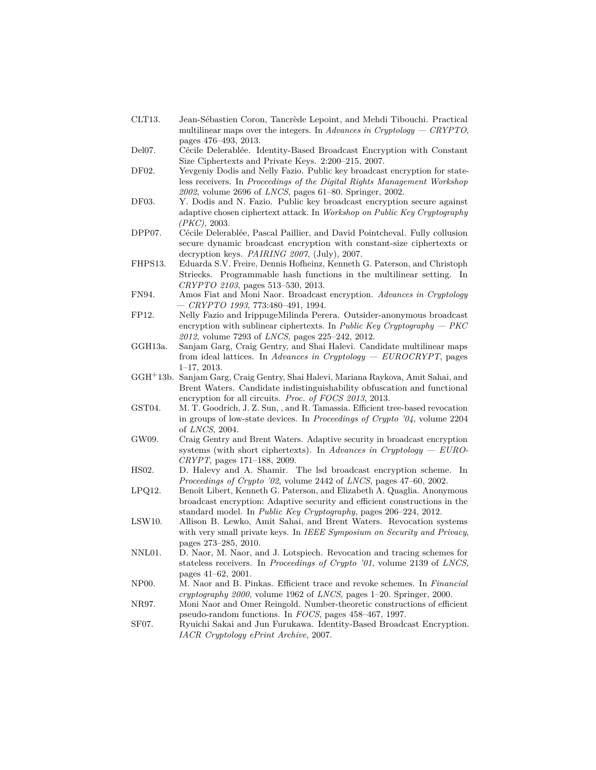CLT13. Jean-Sébastien Coron, Tancrède Lepoint, and Mehdi Tibouchi. Practical multilinear maps over the integers. In *Advances in Cryptology — CRYPTO*, pages 476–493, 2013.

Del07. Cécile Delerablée. Identity-Based Broadcast Encryption with Constant Size Ciphertexts and Private Keys. 2:200–215, 2007.

DF02. Yevgeniy Dodis and Nelly Fazio. Public key broadcast encryption for stateless receivers. In *Proceedings of the Digital Rights Management Workshop 2002*, volume 2696 of *LNCS*, pages 61–80. Springer, 2002.

DF03. Y. Dodis and N. Fazio. Public key broadcast encryption secure against adaptive chosen ciphertext attack. In *Workshop on Public Key Cryptography (PKC)*, 2003.

DPP07. Cécile Delerablée, Pascal Paillier, and David Pointcheval. Fully collusion secure dynamic broadcast encryption with constant-size ciphertexts or decryption keys. *PAIRING 2007*, (July), 2007.

FHPS13. Eduarda S.V. Freire, Dennis Hofheinz, Kenneth G. Paterson, and Christoph Striecks. Programmable hash functions in the multilinear setting. In *CRYPTO 2103*, pages 513–530, 2013.

FN94. Amos Fiat and Moni Naor. Broadcast encryption. *Advances in Cryptology — CRYPTO 1993*, 773:480–491, 1994.

FP12. Nelly Fazio and IrippugeMilinda Perera. Outsider-anonymous broadcast encryption with sublinear ciphertexts. In *Public Key Cryptography — PKC 2012*, volume 7293 of *LNCS*, pages 225–242, 2012.

GGH13a. Sanjam Garg, Craig Gentry, and Shai Halevi. Candidate multilinear maps from ideal lattices. In *Advances in Cryptology — EUROCRYPT*, pages 1–17, 2013.

GGH+13b. Sanjam Garg, Craig Gentry, Shai Halevi, Mariana Raykova, Amit Sahai, and Brent Waters. Candidate indistinguishability obfuscation and functional encryption for all circuits. *Proc. of FOCS 2013*, 2013.

GST04. M. T. Goodrich, J. Z. Sun, , and R. Tamassia. Efficient tree-based revocation in groups of low-state devices. In *Proceedings of Crypto '04*, volume 2204 of *LNCS*, 2004.

GW09. Craig Gentry and Brent Waters. Adaptive security in broadcast encryption systems (with short ciphertexts). In *Advances in Cryptology — EUROCRYPT*, pages 171–188, 2009.

HS02. D. Halevy and A. Shamir. The lsd broadcast encryption scheme. In *Proceedings of Crypto '02*, volume 2442 of *LNCS*, pages 47–60, 2002.

LPQ12. Benoît Libert, Kenneth G. Paterson, and Elizabeth A. Quaglia. Anonymous broadcast encryption: Adaptive security and efficient constructions in the standard model. In *Public Key Cryptography*, pages 206–224, 2012.

LSW10. Allison B. Lewko, Amit Sahai, and Brent Waters. Revocation systems with very small private keys. In *IEEE Symposium on Security and Privacy*, pages 273–285, 2010.

NNL01. D. Naor, M. Naor, and J. Lotspiech. Revocation and tracing schemes for stateless receivers. In *Proceedings of Crypto '01*, volume 2139 of *LNCS*, pages 41–62, 2001.

NP00. M. Naor and B. Pinkas. Efficient trace and revoke schemes. In *Financial cryptography 2000*, volume 1962 of *LNCS*, pages 1–20. Springer, 2000.

NR97. Moni Naor and Omer Reingold. Number-theoretic constructions of efficient pseudo-random functions. In *FOCS*, pages 458–467, 1997.

SF07. Ryuichi Sakai and Jun Furukawa. Identity-Based Broadcast Encryption. *IACR Cryptology ePrint Archive*, 2007.